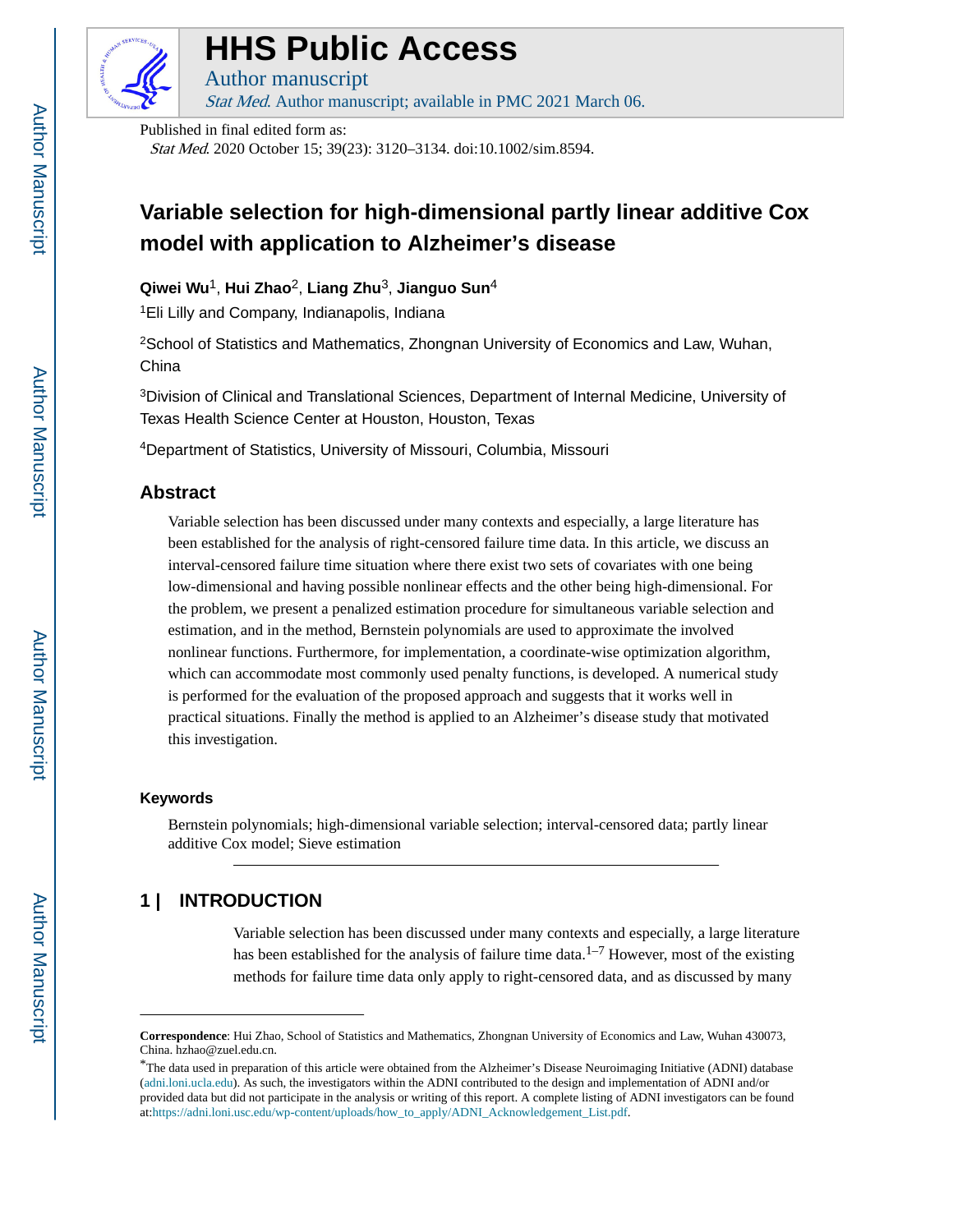# HHS Public Access

Author manuscript

*Stat Med*. Author manuscript; available in PMC 2021 March 06.

Published in final edited form as:

*Stat Med*. 2020 October 15; 39(23): 3120–3134. doi:10.1002/sim.8594.

# Variable selection for high-dimensional partly linear additive Cox model with application to Alzheimer's disease

**Qiwei Wu**[1], **Hui Zhao**[2], **Liang Zhu**[3], **Jianguo Sun**[4]

[1]Eli Lilly and Company, Indianapolis, Indiana

[2]School of Statistics and Mathematics, Zhongnan University of Economics and Law, Wuhan, China

[3]Division of Clinical and Translational Sciences, Department of Internal Medicine, University of Texas Health Science Center at Houston, Houston, Texas

[4]Department of Statistics, University of Missouri, Columbia, Missouri

## Abstract

Variable selection has been discussed under many contexts and especially, a large literature has been established for the analysis of right-censored failure time data. In this article, we discuss an interval-censored failure time situation where there exist two sets of covariates with one being low-dimensional and having possible nonlinear effects and the other being high-dimensional. For the problem, we present a penalized estimation procedure for simultaneous variable selection and estimation, and in the method, Bernstein polynomials are used to approximate the involved nonlinear functions. Furthermore, for implementation, a coordinate-wise optimization algorithm, which can accommodate most commonly used penalty functions, is developed. A numerical study is performed for the evaluation of the proposed approach and suggests that it works well in practical situations. Finally the method is applied to an Alzheimer's disease study that motivated this investigation.

### Keywords

Bernstein polynomials; high-dimensional variable selection; interval-censored data; partly linear additive Cox model; Sieve estimation

## 1 | INTRODUCTION

Variable selection has been discussed under many contexts and especially, a large literature has been established for the analysis of failure time data.[1–7] However, most of the existing methods for failure time data only apply to right-censored data, and as discussed by many

---

**Correspondence**: Hui Zhao, School of Statistics and Mathematics, Zhongnan University of Economics and Law, Wuhan 430073, China. hzhao@zuel.edu.cn.

*The data used in preparation of this article were obtained from the Alzheimer's Disease Neuroimaging Initiative (ADNI) database (adni.loni.ucla.edu). As such, the investigators within the ADNI contributed to the design and implementation of ADNI and/or provided data but did not participate in the analysis or writing of this report. A complete listing of ADNI investigators can be found at:https://adni.loni.usc.edu/wp-content/uploads/how_to_apply/ADNI_Acknowledgement_List.pdf.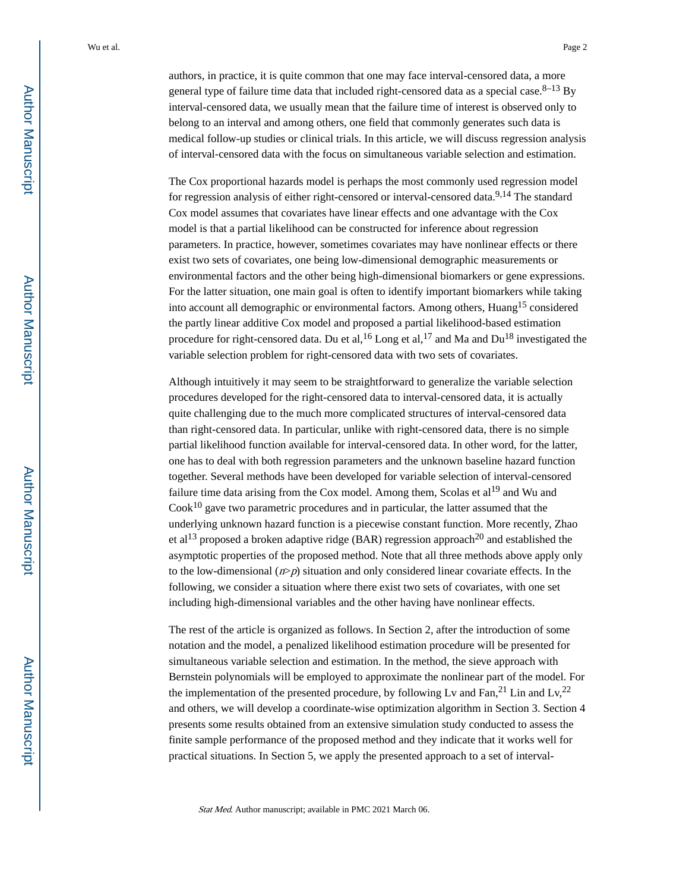authors, in practice, it is quite common that one may face interval-censored data, a more general type of failure time data that included right-censored data as a special case.[8–13] By interval-censored data, we usually mean that the failure time of interest is observed only to belong to an interval and among others, one field that commonly generates such data is medical follow-up studies or clinical trials. In this article, we will discuss regression analysis of interval-censored data with the focus on simultaneous variable selection and estimation.

The Cox proportional hazards model is perhaps the most commonly used regression model for regression analysis of either right-censored or interval-censored data.[9,14] The standard Cox model assumes that covariates have linear effects and one advantage with the Cox model is that a partial likelihood can be constructed for inference about regression parameters. In practice, however, sometimes covariates may have nonlinear effects or there exist two sets of covariates, one being low-dimensional demographic measurements or environmental factors and the other being high-dimensional biomarkers or gene expressions. For the latter situation, one main goal is often to identify important biomarkers while taking into account all demographic or environmental factors. Among others, Huang[15] considered the partly linear additive Cox model and proposed a partial likelihood-based estimation procedure for right-censored data. Du et al,[16] Long et al,[17] and Ma and Du[18] investigated the variable selection problem for right-censored data with two sets of covariates.

Although intuitively it may seem to be straightforward to generalize the variable selection procedures developed for the right-censored data to interval-censored data, it is actually quite challenging due to the much more complicated structures of interval-censored data than right-censored data. In particular, unlike with right-censored data, there is no simple partial likelihood function available for interval-censored data. In other word, for the latter, one has to deal with both regression parameters and the unknown baseline hazard function together. Several methods have been developed for variable selection of interval-censored failure time data arising from the Cox model. Among them, Scolas et al[19] and Wu and Cook[10] gave two parametric procedures and in particular, the latter assumed that the underlying unknown hazard function is a piecewise constant function. More recently, Zhao et al[13] proposed a broken adaptive ridge (BAR) regression approach[20] and established the asymptotic properties of the proposed method. Note that all three methods above apply only to the low-dimensional ($n>p$) situation and only considered linear covariate effects. In the following, we consider a situation where there exist two sets of covariates, with one set including high-dimensional variables and the other having have nonlinear effects.

The rest of the article is organized as follows. In Section 2, after the introduction of some notation and the model, a penalized likelihood estimation procedure will be presented for simultaneous variable selection and estimation. In the method, the sieve approach with Bernstein polynomials will be employed to approximate the nonlinear part of the model. For the implementation of the presented procedure, by following Lv and Fan,[21] Lin and Lv,[22] and others, we will develop a coordinate-wise optimization algorithm in Section 3. Section 4 presents some results obtained from an extensive simulation study conducted to assess the finite sample performance of the proposed method and they indicate that it works well for practical situations. In Section 5, we apply the presented approach to a set of interval-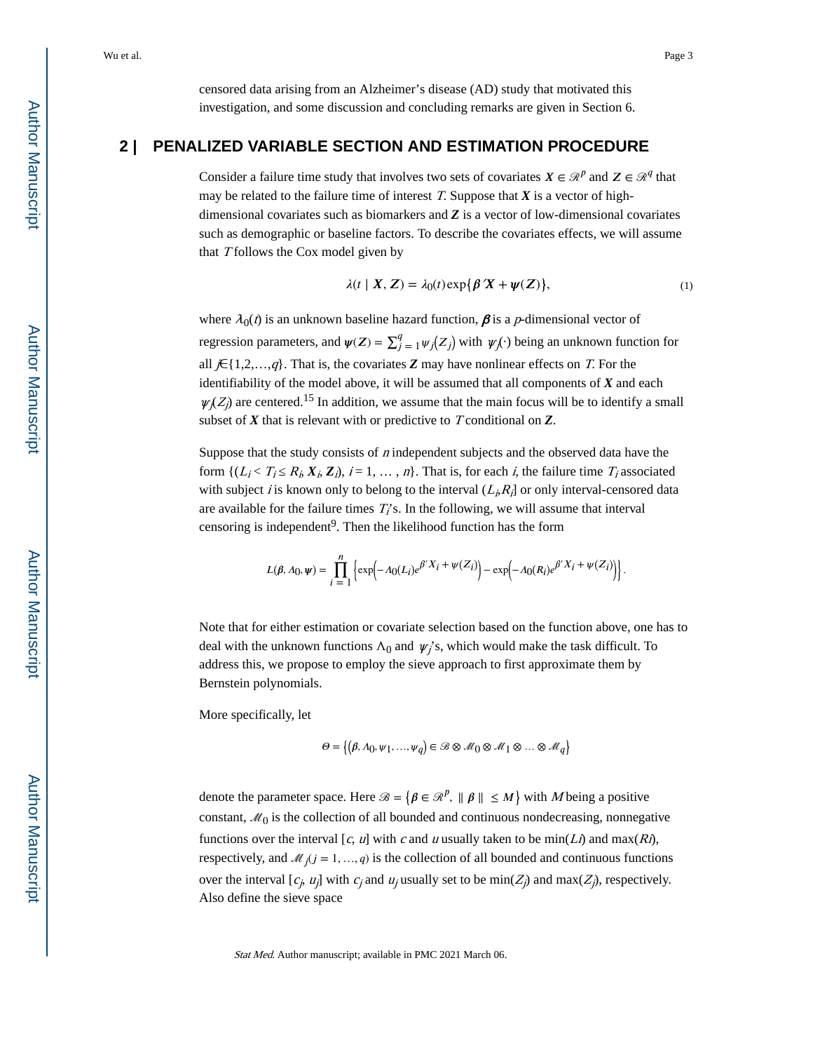censored data arising from an Alzheimer's disease (AD) study that motivated this investigation, and some discussion and concluding remarks are given in Section 6.

## 2 | PENALIZED VARIABLE SECTION AND ESTIMATION PROCEDURE

Consider a failure time study that involves two sets of covariates $\boldsymbol{X} \in \mathscr{R}^p$ and $\boldsymbol{Z} \in \mathscr{R}^q$ that may be related to the failure time of interest $T$. Suppose that $\boldsymbol{X}$ is a vector of high-dimensional covariates such as biomarkers and $\boldsymbol{Z}$ is a vector of low-dimensional covariates such as demographic or baseline factors. To describe the covariates effects, we will assume that $T$ follows the Cox model given by

$$\lambda(t \mid \boldsymbol{X}, \boldsymbol{Z}) = \lambda_0(t)\exp\{\boldsymbol{\beta}'\boldsymbol{X} + \boldsymbol{\psi}(\boldsymbol{Z})\}, \tag{1}$$

where $\lambda_0(t)$ is an unknown baseline hazard function, $\boldsymbol{\beta}$ is a $p$-dimensional vector of regression parameters, and $\boldsymbol{\psi}(\boldsymbol{Z}) = \sum_{j=1}^{q} \psi_j(Z_j)$ with $\psi_j(\cdot)$ being an unknown function for all $j \in \{1,2,\ldots,q\}$. That is, the covariates $\boldsymbol{Z}$ may have nonlinear effects on $T$. For the identifiability of the model above, it will be assumed that all components of $\boldsymbol{X}$ and each $\psi_j(Z_j)$ are centered.[15] In addition, we assume that the main focus will be to identify a small subset of $\boldsymbol{X}$ that is relevant with or predictive to $T$ conditional on $\boldsymbol{Z}$.

Suppose that the study consists of $n$ independent subjects and the observed data have the form $\{(L_i < T_i \le R_i, \boldsymbol{X}_i, \boldsymbol{Z}_i),\ i = 1, \ldots, n\}$. That is, for each $i$, the failure time $T_i$ associated with subject $i$ is known only to belong to the interval $(L_i, R_i]$ or only interval-censored data are available for the failure times $T_i$'s. In the following, we will assume that interval censoring is independent[9]. Then the likelihood function has the form

$$L(\boldsymbol{\beta}, \Lambda_0, \boldsymbol{\psi}) = \prod_{i=1}^{n} \left\{ \exp\left(-\Lambda_0(L_i) e^{\boldsymbol{\beta}' X_i + \psi(Z_i)}\right) - \exp\left(-\Lambda_0(R_i) e^{\boldsymbol{\beta}' X_i + \psi(Z_i)}\right) \right\}.$$

Note that for either estimation or covariate selection based on the function above, one has to deal with the unknown functions $\Lambda_0$ and $\psi_j$'s, which would make the task difficult. To address this, we propose to employ the sieve approach to first approximate them by Bernstein polynomials.

More specifically, let

$$\Theta = \left\{ \left(\boldsymbol{\beta}, \Lambda_0, \psi_1, \ldots, \psi_q\right) \in \mathscr{B} \otimes \mathscr{M}_0 \otimes \mathscr{M}_1 \otimes \ldots \otimes \mathscr{M}_q \right\}$$

denote the parameter space. Here $\mathscr{B} = \left\{ \boldsymbol{\beta} \in \mathscr{R}^p,\ \| \boldsymbol{\beta} \| \le M \right\}$ with $M$ being a positive constant, $\mathscr{M}_0$ is the collection of all bounded and continuous nondecreasing, nonnegative functions over the interval $[c, u]$ with $c$ and $u$ usually taken to be $\min(L_i)$ and $\max(R_i)$, respectively, and $\mathscr{M}_j (j = 1, \ldots, q)$ is the collection of all bounded and continuous functions over the interval $[c_j, u_j]$ with $c_j$ and $u_j$ usually set to be $\min(Z_j)$ and $\max(Z_j)$, respectively. Also define the sieve space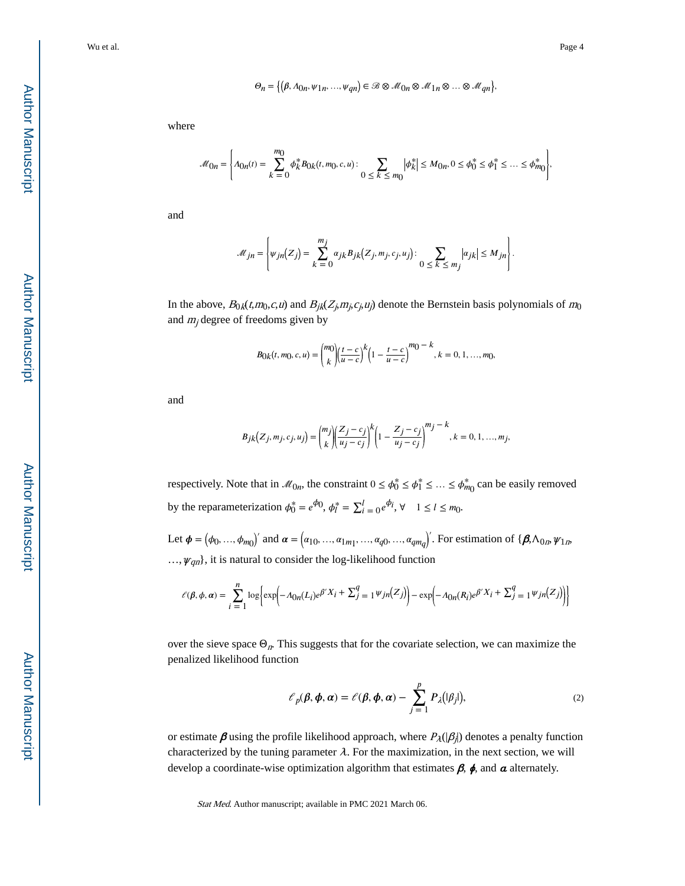$$\Theta_n = \left\{\left(\beta, \Lambda_{0n}, \psi_{1n}, \ldots, \psi_{qn}\right) \in \mathscr{B} \otimes \mathscr{M}_{0n} \otimes \mathscr{M}_{1n} \otimes \ldots \otimes \mathscr{M}_{qn}\right\},$$

where

$$\mathscr{M}_{0n} = \left\{\Lambda_{0n}(t) = \sum_{k=0}^{m_0} \phi_k^* B_{0k}(t, m_0, c, u) : \sum_{0 \le k \le m_0} \left|\phi_k^*\right| \le M_{0n}, 0 \le \phi_0^* \le \phi_1^* \le \ldots \le \phi_{m_0}^*\right\},$$

and

$$\mathscr{M}_{jn} = \left\{\psi_{jn}\left(Z_j\right) = \sum_{k=0}^{m_j} \alpha_{jk} B_{jk}\left(Z_j, m_j, c_j, u_j\right) : \sum_{0 \le k \le m_j} \left|\alpha_{jk}\right| \le M_{jn}\right\}.$$

In the above, $B_{0k}(t,m_0,c,u)$ and $B_{jk}(Z_j,m_j,c_j,u_j)$ denote the Bernstein basis polynomials of $m_0$ and $m_j$ degree of freedoms given by

$$B_{0k}(t, m_0, c, u) = \binom{m_0}{k}\left(\frac{t-c}{u-c}\right)^k \left(1 - \frac{t-c}{u-c}\right)^{m_0-k}, k = 0, 1, \ldots, m_0,$$

and

$$B_{jk}\left(Z_j, m_j, c_j, u_j\right) = \binom{m_j}{k}\left(\frac{Z_j - c_j}{u_j - c_j}\right)^k \left(1 - \frac{Z_j - c_j}{u_j - c_j}\right)^{m_j-k}, k = 0, 1, \ldots, m_j,$$

respectively. Note that in $\mathscr{M}_{0n}$, the constraint $0 \le \phi_0^* \le \phi_1^* \le \ldots \le \phi_{m_0}^*$ can be easily removed by the reparameterization $\phi_0^* = e^{\phi_0}$, $\phi_l^* = \sum_{i=0}^{l} e^{\phi_i}$, $\forall \quad 1 \le l \le m_0$.

Let $\boldsymbol{\phi} = \left(\phi_0, \ldots, \phi_{m_0}\right)'$ and $\boldsymbol{\alpha} = \left(\alpha_{10}, \ldots, \alpha_{1m_1}, \ldots, \alpha_{q0}, \ldots, \alpha_{qm_q}\right)'$. For estimation of $\{\boldsymbol{\beta}, \Lambda_{0n}, \psi_{1n}, \ldots, \psi_{qn}\}$, it is natural to consider the log-likelihood function

$$\ell(\boldsymbol{\beta}, \boldsymbol{\phi}, \boldsymbol{\alpha}) = \sum_{i=1}^{n} \log\left\{\exp\left(-\Lambda_{0n}(L_i) e^{\beta' X_i + \sum_{j=1}^{q} \psi_{jn}(Z_j)}\right) - \exp\left(-\Lambda_{0n}(R_i) e^{\beta' X_i + \sum_{j=1}^{q} \psi_{jn}(Z_j)}\right)\right\}$$

over the sieve space $\Theta_n$. This suggests that for the covariate selection, we can maximize the penalized likelihood function

$$\ell_p(\boldsymbol{\beta}, \boldsymbol{\phi}, \boldsymbol{\alpha}) = \ell(\boldsymbol{\beta}, \boldsymbol{\phi}, \boldsymbol{\alpha}) - \sum_{j=1}^{p} P_\lambda\left(|\beta_j|\right), \tag{2}$$

or estimate $\boldsymbol{\beta}$ using the profile likelihood approach, where $P_\lambda(|\beta_j|)$ denotes a penalty function characterized by the tuning parameter $\lambda$. For the maximization, in the next section, we will develop a coordinate-wise optimization algorithm that estimates $\boldsymbol{\beta}$, $\boldsymbol{\phi}$, and $\boldsymbol{\alpha}$ alternately.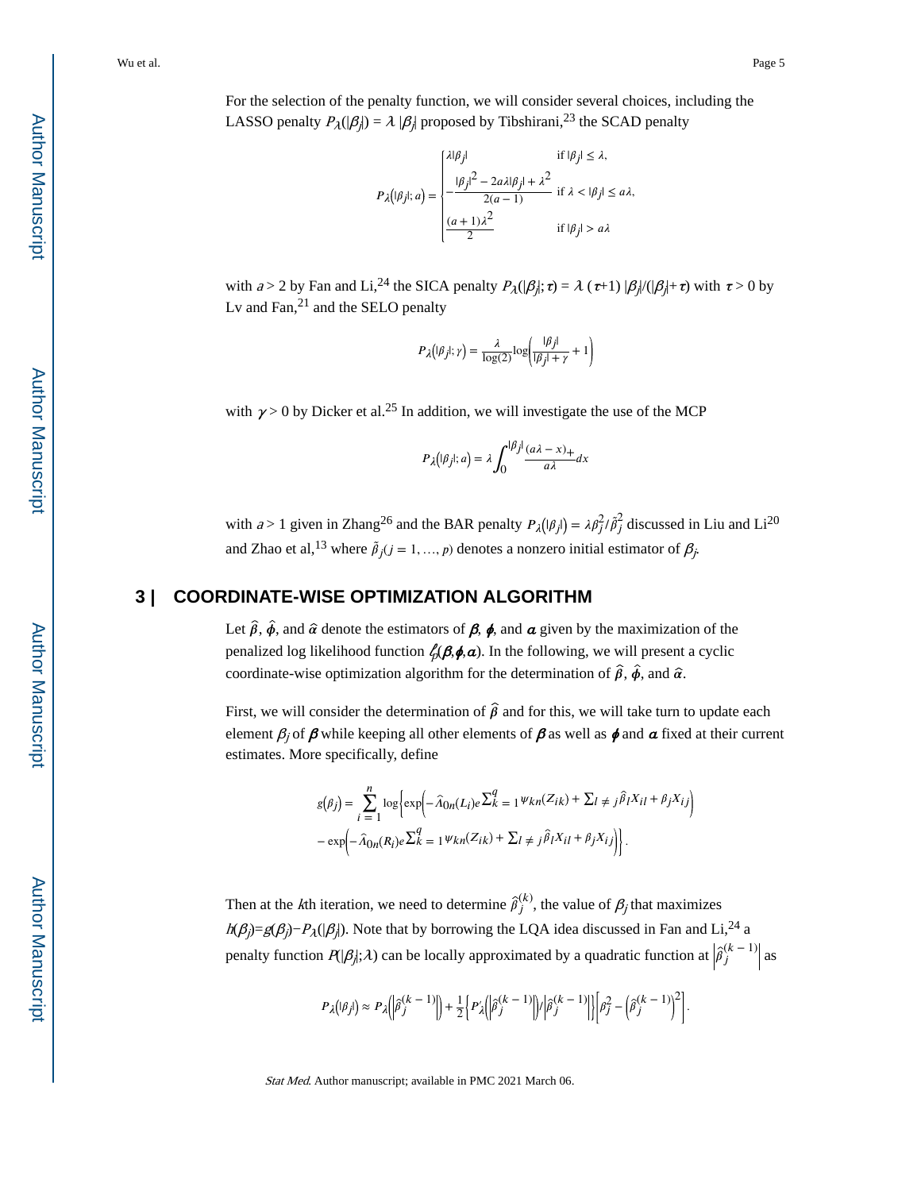For the selection of the penalty function, we will consider several choices, including the LASSO penalty $P_\lambda(|\beta_j|) = \lambda\,|\beta_j|$ proposed by Tibshirani,[23] the SCAD penalty

$$
P_\lambda\left(|\beta_j|; a\right) = \begin{cases} \lambda|\beta_j| & \text{if } |\beta_j| \le \lambda, \\ -\dfrac{|\beta_j|^2 - 2a\lambda|\beta_j| + \lambda^2}{2(a-1)} & \text{if } \lambda < |\beta_j| \le a\lambda, \\ \dfrac{(a+1)\lambda^2}{2} & \text{if } |\beta_j| > a\lambda \end{cases}
$$

with $a > 2$ by Fan and Li,[24] the SICA penalty $P_\lambda(|\beta_j|; \tau) = \lambda\,(\tau+1)\,|\beta_j|/(|\beta_j|+\tau)$ with $\tau > 0$ by Lv and Fan,[21] and the SELO penalty

$$
P_\lambda\left(|\beta_j|; \gamma\right) = \frac{\lambda}{\log(2)} \log\left(\frac{|\beta_j|}{|\beta_j| + \gamma} + 1\right)
$$

with $\gamma > 0$ by Dicker et al.[25] In addition, we will investigate the use of the MCP

$$
P_\lambda\left(|\beta_j|; a\right) = \lambda \int_0^{|\beta_j|} \frac{(a\lambda - x)_+}{a\lambda} dx
$$

with $a > 1$ given in Zhang[26] and the BAR penalty $P_\lambda\left(|\beta_j|\right) = \lambda\beta_j^2/\tilde{\beta}_j^2$ discussed in Liu and Li[20] and Zhao et al,[13] where $\tilde{\beta}_j (j = 1, \dots, p)$ denotes a nonzero initial estimator of $\beta_j$.

## 3 | COORDINATE-WISE OPTIMIZATION ALGORITHM

Let $\hat{\boldsymbol{\beta}}$, $\hat{\boldsymbol{\phi}}$, and $\hat{\boldsymbol{\alpha}}$ denote the estimators of $\boldsymbol{\beta}$, $\boldsymbol{\phi}$, and $\boldsymbol{\alpha}$ given by the maximization of the penalized log likelihood function $\ell_p(\boldsymbol{\beta}, \boldsymbol{\phi}, \boldsymbol{\alpha})$. In the following, we will present a cyclic coordinate-wise optimization algorithm for the determination of $\hat{\boldsymbol{\beta}}$, $\hat{\boldsymbol{\phi}}$, and $\hat{\boldsymbol{\alpha}}$.

First, we will consider the determination of $\hat{\boldsymbol{\beta}}$ and for this, we will take turn to update each element $\beta_j$ of $\boldsymbol{\beta}$ while keeping all other elements of $\boldsymbol{\beta}$ as well as $\boldsymbol{\phi}$ and $\boldsymbol{\alpha}$ fixed at their current estimates. More specifically, define

$$
\begin{aligned}
g\left(\beta_j\right) = \sum_{i=1}^{n} \log\Bigg\{ & \exp\left(-\hat{\Lambda}_{0n}(L_i) e^{\sum_{k=1}^{q} \psi_{kn}(Z_{ik}) + \sum_{l \ne j} \hat{\beta}_l X_{il} + \beta_j X_{ij}}\right) \\
& - \exp\left(-\hat{\Lambda}_{0n}(R_i) e^{\sum_{k=1}^{q} \psi_{kn}(Z_{ik}) + \sum_{l \ne j} \hat{\beta}_l X_{il} + \beta_j X_{ij}}\right)\Bigg\}.
\end{aligned}
$$

Then at the $k$th iteration, we need to determine $\hat{\beta}_j^{(k)}$, the value of $\beta_j$ that maximizes $h(\beta_j) = g(\beta_j) - P_\lambda(|\beta_j|)$. Note that by borrowing the LQA idea discussed in Fan and Li,[24] a penalty function $P(|\beta_j|; \lambda)$ can be locally approximated by a quadratic function at $\left|\hat{\beta}_j^{(k-1)}\right|$ as

$$
P_\lambda\left(|\beta_j|\right) \approx P_\lambda\left(\left|\hat{\beta}_j^{(k-1)}\right|\right) + \frac{1}{2}\left\{P_\lambda'\left(\left|\hat{\beta}_j^{(k-1)}\right|\right) / \left|\hat{\beta}_j^{(k-1)}\right|\right\}\left[\beta_j^2 - \left(\hat{\beta}_j^{(k-1)}\right)^2\right].
$$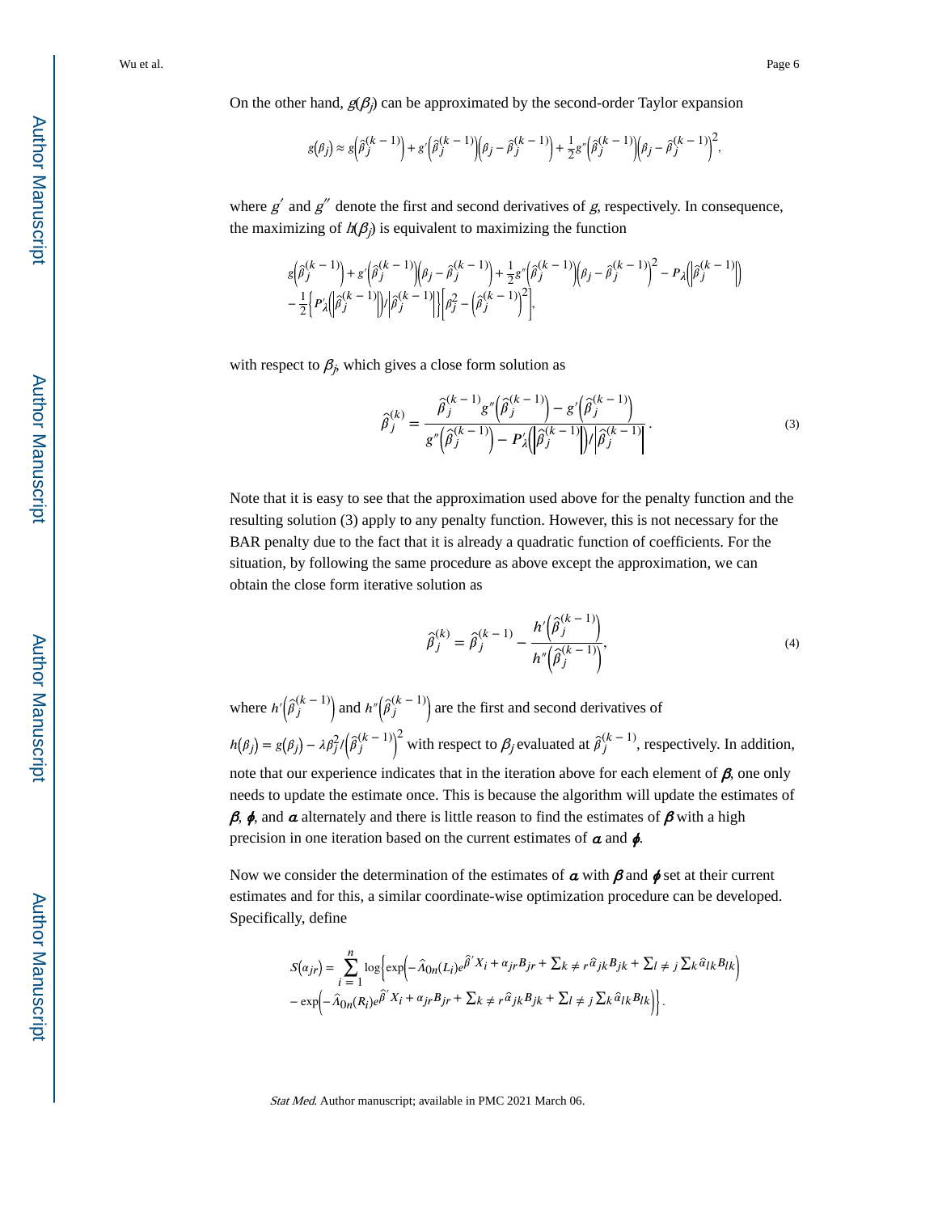On the other hand, $g(\beta_j)$ can be approximated by the second-order Taylor expansion

$$g\left(\beta_j\right) \approx g\left(\hat{\beta}_j^{(k-1)}\right) + g'\left(\hat{\beta}_j^{(k-1)}\right)\left(\beta_j - \hat{\beta}_j^{(k-1)}\right) + \frac{1}{2}g''\left(\hat{\beta}_j^{(k-1)}\right)\left(\beta_j - \hat{\beta}_j^{(k-1)}\right)^2,$$

where $g'$ and $g''$ denote the first and second derivatives of $g$, respectively. In consequence, the maximizing of $h(\beta_j)$ is equivalent to maximizing the function

$$g\left(\hat{\beta}_j^{(k-1)}\right) + g'\left(\hat{\beta}_j^{(k-1)}\right)\left(\beta_j - \hat{\beta}_j^{(k-1)}\right) + \frac{1}{2}g''\left(\hat{\beta}_j^{(k-1)}\right)\left(\beta_j - \hat{\beta}_j^{(k-1)}\right)^2 - P_\lambda\left(\left|\hat{\beta}_j^{(k-1)}\right|\right)$$
$$- \frac{1}{2}\left\{P_\lambda'\left(\left|\hat{\beta}_j^{(k-1)}\right|\right)/\left|\hat{\beta}_j^{(k-1)}\right|\right\}\left[\beta_j^2 - \left(\hat{\beta}_j^{(k-1)}\right)^2\right],$$

with respect to $\beta_j$, which gives a close form solution as

$$\hat{\beta}_j^{(k)} = \frac{\hat{\beta}_j^{(k-1)}g''\left(\hat{\beta}_j^{(k-1)}\right) - g'\left(\hat{\beta}_j^{(k-1)}\right)}{g''\left(\hat{\beta}_j^{(k-1)}\right) - P_\lambda'\left(\left|\hat{\beta}_j^{(k-1)}\right|\right)/\left|\hat{\beta}_j^{(k-1)}\right|}. \quad (3)$$

Note that it is easy to see that the approximation used above for the penalty function and the resulting solution (3) apply to any penalty function. However, this is not necessary for the BAR penalty due to the fact that it is already a quadratic function of coefficients. For the situation, by following the same procedure as above except the approximation, we can obtain the close form iterative solution as

$$\hat{\beta}_j^{(k)} = \hat{\beta}_j^{(k-1)} - \frac{h'\left(\hat{\beta}_j^{(k-1)}\right)}{h''\left(\hat{\beta}_j^{(k-1)}\right)}, \quad (4)$$

where $h'\left(\hat{\beta}_j^{(k-1)}\right)$ and $h''\left(\hat{\beta}_j^{(k-1)}\right)$ are the first and second derivatives of $h\left(\beta_j\right) = g\left(\beta_j\right) - \lambda\beta_j^2/\left(\hat{\beta}_j^{(k-1)}\right)^2$ with respect to $\beta_j$ evaluated at $\hat{\beta}_j^{(k-1)}$, respectively. In addition, note that our experience indicates that in the iteration above for each element of $\boldsymbol{\beta}$, one only needs to update the estimate once. This is because the algorithm will update the estimates of $\boldsymbol{\beta}$, $\boldsymbol{\phi}$, and $\boldsymbol{\alpha}$ alternately and there is little reason to find the estimates of $\boldsymbol{\beta}$ with a high precision in one iteration based on the current estimates of $\boldsymbol{\alpha}$ and $\boldsymbol{\phi}$.

Now we consider the determination of the estimates of $\boldsymbol{\alpha}$ with $\boldsymbol{\beta}$ and $\boldsymbol{\phi}$ set at their current estimates and for this, a similar coordinate-wise optimization procedure can be developed. Specifically, define

$$S\left(\alpha_{jr}\right) = \sum_{i=1}^{n} \log\left\{\exp\left(-\hat{\Lambda}_{0n}(L_i)e^{\hat{\beta}'X_i + \alpha_{jr}B_{jr} + \sum_{k \neq r}\hat{\alpha}_{jk}B_{jk} + \sum_{l \neq j}\sum_k \hat{\alpha}_{lk}B_{lk}}\right)\right.$$
$$\left. - \exp\left(-\hat{\Lambda}_{0n}(R_i)e^{\hat{\beta}'X_i + \alpha_{jr}B_{jr} + \sum_{k \neq r}\hat{\alpha}_{jk}B_{jk} + \sum_{l \neq j}\sum_k \hat{\alpha}_{lk}B_{lk}}\right)\right\}.$$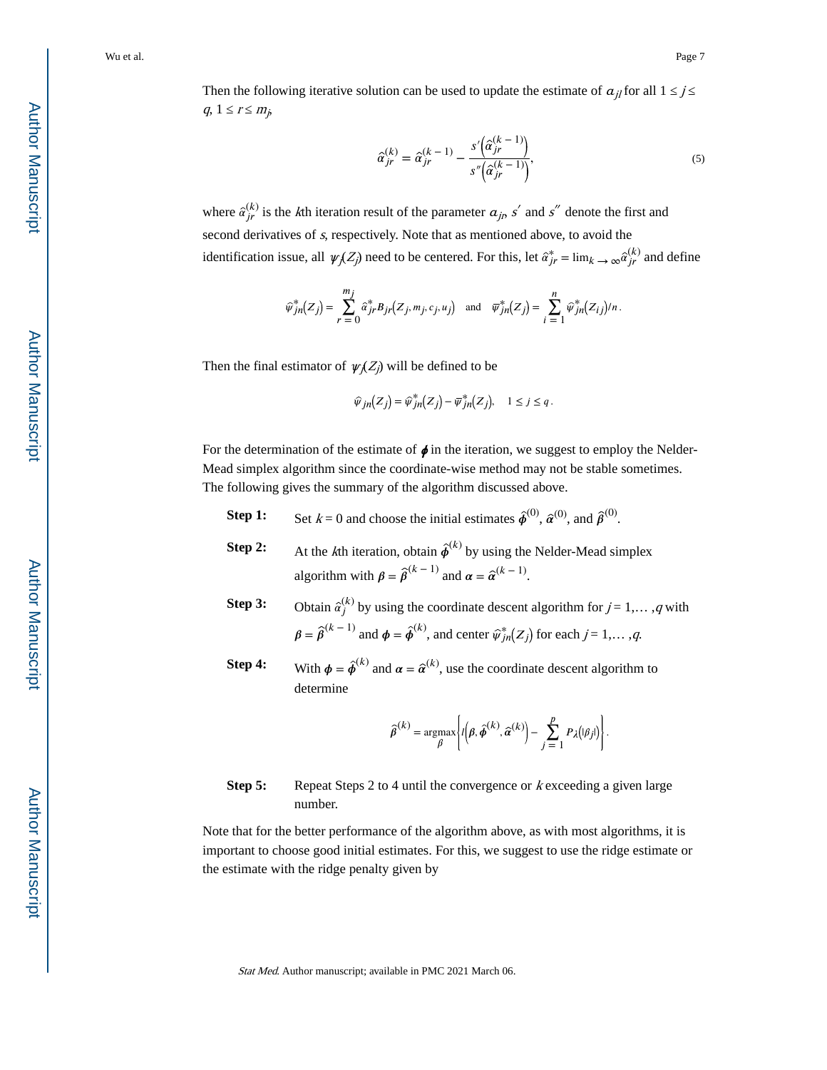Then the following iterative solution can be used to update the estimate of $\alpha_{jl}$ for all $1 \le j \le q$, $1 \le r \le m_j$,

$$\hat{\alpha}_{jr}^{(k)} = \hat{\alpha}_{jr}^{(k-1)} - \frac{s'\left(\hat{\alpha}_{jr}^{(k-1)}\right)}{s''\left(\hat{\alpha}_{jr}^{(k-1)}\right)}, \tag{5}$$

where $\hat{\alpha}_{jr}^{(k)}$ is the $k$th iteration result of the parameter $\alpha_{jr}$, $s'$ and $s''$ denote the first and second derivatives of $s$, respectively. Note that as mentioned above, to avoid the identification issue, all $\psi_j(Z_j)$ need to be centered. For this, let $\hat{\alpha}_{jr}^{*} = \lim_{k \to \infty} \hat{\alpha}_{jr}^{(k)}$ and define

$$\hat{\psi}_{jn}^{*}(Z_j) = \sum_{r=0}^{m_j} \hat{\alpha}_{jr}^{*} B_{jr}(Z_j, m_j, c_j, u_j) \quad \text{and} \quad \overline{\psi}_{jn}^{*}(Z_j) = \sum_{i=1}^{n} \hat{\psi}_{jn}^{*}(Z_{ij})/n.$$

Then the final estimator of $\psi_j(Z_j)$ will be defined to be

$$\hat{\psi}_{jn}(Z_j) = \hat{\psi}_{jn}^{*}(Z_j) - \overline{\psi}_{jn}^{*}(Z_j), \quad 1 \le j \le q.$$

For the determination of the estimate of $\boldsymbol{\phi}$ in the iteration, we suggest to employ the Nelder-Mead simplex algorithm since the coordinate-wise method may not be stable sometimes. The following gives the summary of the algorithm discussed above.

**Step 1:** Set $k = 0$ and choose the initial estimates $\hat{\boldsymbol{\phi}}^{(0)}$, $\hat{\boldsymbol{\alpha}}^{(0)}$, and $\hat{\boldsymbol{\beta}}^{(0)}$.

**Step 2:** At the $k$th iteration, obtain $\hat{\boldsymbol{\phi}}^{(k)}$ by using the Nelder-Mead simplex algorithm with $\boldsymbol{\beta} = \hat{\boldsymbol{\beta}}^{(k-1)}$ and $\boldsymbol{\alpha} = \hat{\boldsymbol{\alpha}}^{(k-1)}$.

**Step 3:** Obtain $\hat{\alpha}_j^{(k)}$ by using the coordinate descent algorithm for $j = 1, \ldots, q$ with $\boldsymbol{\beta} = \hat{\boldsymbol{\beta}}^{(k-1)}$ and $\boldsymbol{\phi} = \hat{\boldsymbol{\phi}}^{(k)}$, and center $\hat{\psi}_{jn}^{*}(Z_j)$ for each $j = 1, \ldots, q$.

**Step 4:** With $\boldsymbol{\phi} = \hat{\boldsymbol{\phi}}^{(k)}$ and $\boldsymbol{\alpha} = \hat{\boldsymbol{\alpha}}^{(k)}$, use the coordinate descent algorithm to determine

$$\hat{\boldsymbol{\beta}}^{(k)} = \underset{\beta}{\operatorname{argmax}} \left\{ l\left(\boldsymbol{\beta}, \hat{\boldsymbol{\phi}}^{(k)}, \hat{\boldsymbol{\alpha}}^{(k)}\right) - \sum_{j=1}^{p} p_{\lambda}(|\beta_j|) \right\}.$$

**Step 5:** Repeat Steps 2 to 4 until the convergence or $k$ exceeding a given large number.

Note that for the better performance of the algorithm above, as with most algorithms, it is important to choose good initial estimates. For this, we suggest to use the ridge estimate or the estimate with the ridge penalty given by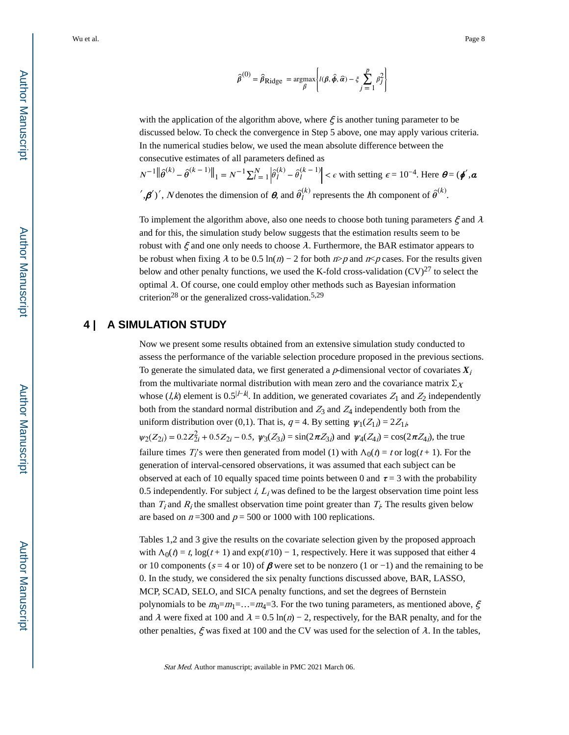$$\hat{\beta}^{(0)} = \hat{\beta}_{\text{Ridge}} = \underset{\beta}{\text{argmax}} \left\{ l(\beta, \hat{\phi}, \hat{\alpha}) - \xi \sum_{j=1}^{p} \beta_j^2 \right\}$$

with the application of the algorithm above, where $\xi$ is another tuning parameter to be discussed below. To check the convergence in Step 5 above, one may apply various criteria. In the numerical studies below, we used the mean absolute difference between the consecutive estimates of all parameters defined as $N^{-1} \| \hat{\theta}^{(k)} - \hat{\theta}^{(k-1)} \|_1 = N^{-1} \sum_{l=1}^{N} \left| \hat{\theta}_l^{(k)} - \hat{\theta}_l^{(k-1)} \right| < \epsilon$ with setting $\epsilon = 10^{-4}$. Here $\theta = (\phi', \alpha', \beta')'$, $N$ denotes the dimension of $\theta$, and $\hat{\theta}_l^{(k)}$ represents the $l$th component of $\hat{\theta}^{(k)}$.

To implement the algorithm above, also one needs to choose both tuning parameters $\xi$ and $\lambda$ and for this, the simulation study below suggests that the estimation results seem to be robust with $\xi$ and one only needs to choose $\lambda$. Furthermore, the BAR estimator appears to be robust when fixing $\lambda$ to be $0.5 \ln(n) - 2$ for both $n > p$ and $n < p$ cases. For the results given below and other penalty functions, we used the K-fold cross-validation (CV)[27] to select the optimal $\lambda$. Of course, one could employ other methods such as Bayesian information criterion[28] or the generalized cross-validation.[5,29]

## 4 | A SIMULATION STUDY

Now we present some results obtained from an extensive simulation study conducted to assess the performance of the variable selection procedure proposed in the previous sections. To generate the simulated data, we first generated a $p$-dimensional vector of covariates $\boldsymbol{X}_i$ from the multivariate normal distribution with mean zero and the covariance matrix $\Sigma_X$ whose $(l,k)$ element is $0.5^{|l-k|}$. In addition, we generated covariates $Z_1$ and $Z_2$ independently both from the standard normal distribution and $Z_3$ and $Z_4$ independently both from the uniform distribution over (0,1). That is, $q = 4$. By setting $\psi_1(Z_{1i}) = 2Z_{1i}$, $\psi_2(Z_{2i}) = 0.2Z_{2i}^2 + 0.5Z_{2i} - 0.5$, $\psi_3(Z_{3i}) = \sin(2\pi Z_{3i})$ and $\psi_4(Z_{4i}) = \cos(2\pi Z_{4i})$, the true failure times $T_i$'s were then generated from model (1) with $\Lambda_0(t) = t$ or $\log(t + 1)$. For the generation of interval-censored observations, it was assumed that each subject can be observed at each of 10 equally spaced time points between 0 and $\tau = 3$ with the probability 0.5 independently. For subject $i$, $L_i$ was defined to be the largest observation time point less than $T_i$ and $R_i$ the smallest observation time point greater than $T_i$. The results given below are based on $n = 300$ and $p = 500$ or 1000 with 100 replications.

Tables 1,2 and 3 give the results on the covariate selection given by the proposed approach with $\Lambda_0(t) = t$, $\log(t + 1)$ and $\exp(t/10) - 1$, respectively. Here it was supposed that either 4 or 10 components ($s = 4$ or 10) of $\beta$ were set to be nonzero (1 or −1) and the remaining to be 0. In the study, we considered the six penalty functions discussed above, BAR, LASSO, MCP, SCAD, SELO, and SICA penalty functions, and set the degrees of Bernstein polynomials to be $m_0 = m_1 = \ldots = m_4 = 3$. For the two tuning parameters, as mentioned above, $\xi$ and $\lambda$ were fixed at 100 and $\lambda = 0.5 \ln(n) - 2$, respectively, for the BAR penalty, and for the other penalties, $\xi$ was fixed at 100 and the CV was used for the selection of $\lambda$. In the tables,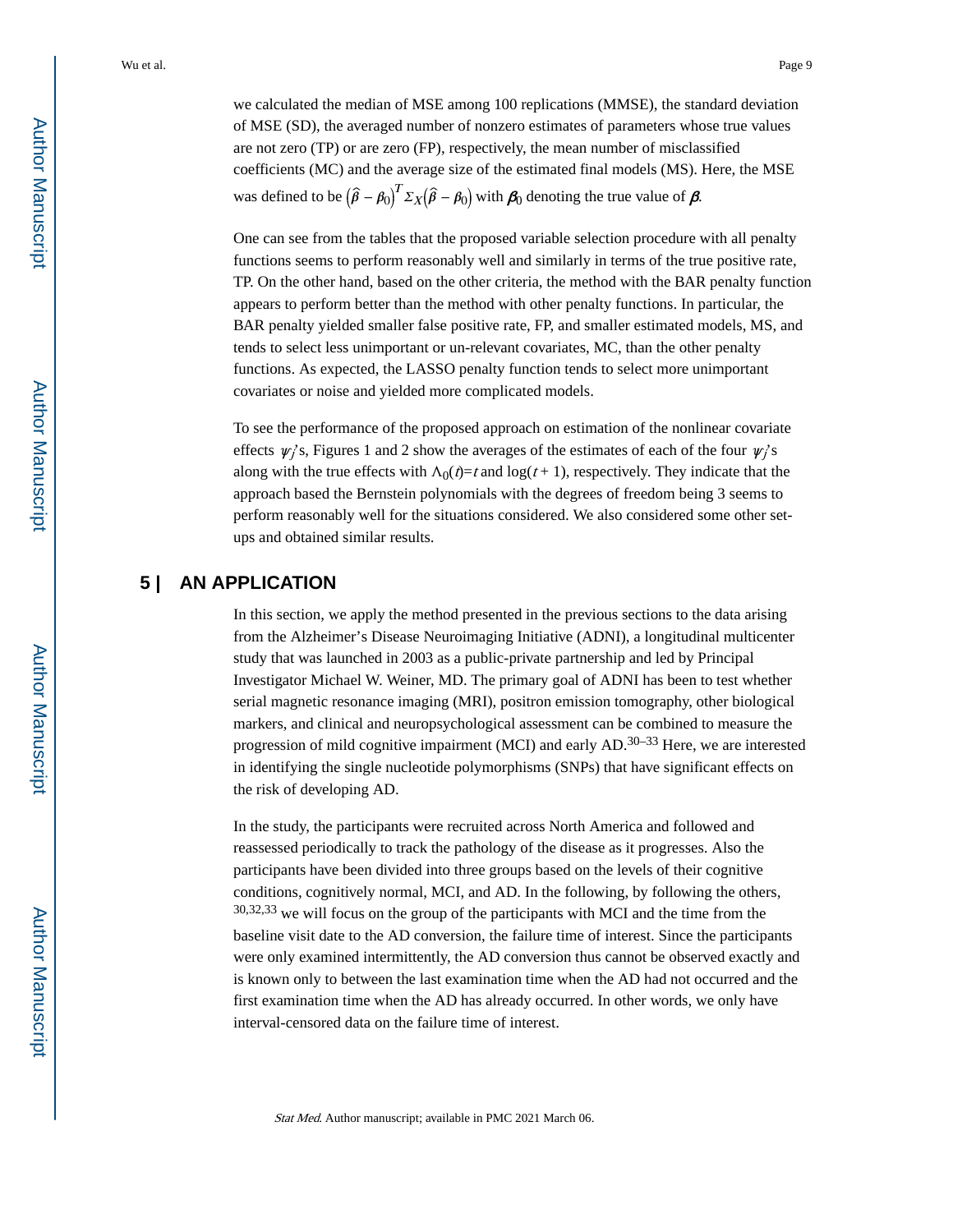we calculated the median of MSE among 100 replications (MMSE), the standard deviation of MSE (SD), the averaged number of nonzero estimates of parameters whose true values are not zero (TP) or are zero (FP), respectively, the mean number of misclassified coefficients (MC) and the average size of the estimated final models (MS). Here, the MSE was defined to be $\left(\hat{\beta} - \beta_0\right)^T \Sigma_X \left(\hat{\beta} - \beta_0\right)$ with $\boldsymbol{\beta}_0$ denoting the true value of $\boldsymbol{\beta}$.

One can see from the tables that the proposed variable selection procedure with all penalty functions seems to perform reasonably well and similarly in terms of the true positive rate, TP. On the other hand, based on the other criteria, the method with the BAR penalty function appears to perform better than the method with other penalty functions. In particular, the BAR penalty yielded smaller false positive rate, FP, and smaller estimated models, MS, and tends to select less unimportant or un-relevant covariates, MC, than the other penalty functions. As expected, the LASSO penalty function tends to select more unimportant covariates or noise and yielded more complicated models.

To see the performance of the proposed approach on estimation of the nonlinear covariate effects $\psi_j$'s, Figures 1 and 2 show the averages of the estimates of each of the four $\psi_j$'s along with the true effects with $\Lambda_0(t)=t$ and $\log(t + 1)$, respectively. They indicate that the approach based the Bernstein polynomials with the degrees of freedom being 3 seems to perform reasonably well for the situations considered. We also considered some other set-ups and obtained similar results.

## 5 | AN APPLICATION

In this section, we apply the method presented in the previous sections to the data arising from the Alzheimer's Disease Neuroimaging Initiative (ADNI), a longitudinal multicenter study that was launched in 2003 as a public-private partnership and led by Principal Investigator Michael W. Weiner, MD. The primary goal of ADNI has been to test whether serial magnetic resonance imaging (MRI), positron emission tomography, other biological markers, and clinical and neuropsychological assessment can be combined to measure the progression of mild cognitive impairment (MCI) and early AD.[30–33] Here, we are interested in identifying the single nucleotide polymorphisms (SNPs) that have significant effects on the risk of developing AD.

In the study, the participants were recruited across North America and followed and reassessed periodically to track the pathology of the disease as it progresses. Also the participants have been divided into three groups based on the levels of their cognitive conditions, cognitively normal, MCI, and AD. In the following, by following the others,[30,32,33] we will focus on the group of the participants with MCI and the time from the baseline visit date to the AD conversion, the failure time of interest. Since the participants were only examined intermittently, the AD conversion thus cannot be observed exactly and is known only to between the last examination time when the AD had not occurred and the first examination time when the AD has already occurred. In other words, we only have interval-censored data on the failure time of interest.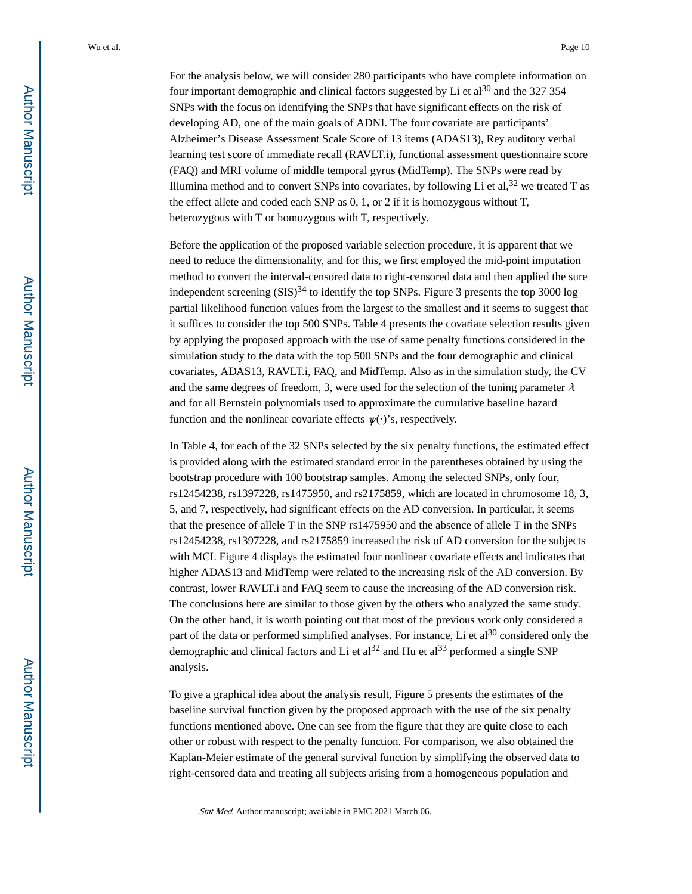For the analysis below, we will consider 280 participants who have complete information on four important demographic and clinical factors suggested by Li et al[30] and the 327 354 SNPs with the focus on identifying the SNPs that have significant effects on the risk of developing AD, one of the main goals of ADNI. The four covariate are participants' Alzheimer's Disease Assessment Scale Score of 13 items (ADAS13), Rey auditory verbal learning test score of immediate recall (RAVLT.i), functional assessment questionnaire score (FAQ) and MRI volume of middle temporal gyrus (MidTemp). The SNPs were read by Illumina method and to convert SNPs into covariates, by following Li et al,[32] we treated T as the effect allete and coded each SNP as 0, 1, or 2 if it is homozygous without T, heterozygous with T or homozygous with T, respectively.

Before the application of the proposed variable selection procedure, it is apparent that we need to reduce the dimensionality, and for this, we first employed the mid-point imputation method to convert the interval-censored data to right-censored data and then applied the sure independent screening (SIS)[34] to identify the top SNPs. Figure 3 presents the top 3000 log partial likelihood function values from the largest to the smallest and it seems to suggest that it suffices to consider the top 500 SNPs. Table 4 presents the covariate selection results given by applying the proposed approach with the use of same penalty functions considered in the simulation study to the data with the top 500 SNPs and the four demographic and clinical covariates, ADAS13, RAVLT.i, FAQ, and MidTemp. Also as in the simulation study, the CV and the same degrees of freedom, 3, were used for the selection of the tuning parameter $\lambda$ and for all Bernstein polynomials used to approximate the cumulative baseline hazard function and the nonlinear covariate effects $\psi(\cdot)$'s, respectively.

In Table 4, for each of the 32 SNPs selected by the six penalty functions, the estimated effect is provided along with the estimated standard error in the parentheses obtained by using the bootstrap procedure with 100 bootstrap samples. Among the selected SNPs, only four, rs12454238, rs1397228, rs1475950, and rs2175859, which are located in chromosome 18, 3, 5, and 7, respectively, had significant effects on the AD conversion. In particular, it seems that the presence of allele T in the SNP rs1475950 and the absence of allele T in the SNPs rs12454238, rs1397228, and rs2175859 increased the risk of AD conversion for the subjects with MCI. Figure 4 displays the estimated four nonlinear covariate effects and indicates that higher ADAS13 and MidTemp were related to the increasing risk of the AD conversion. By contrast, lower RAVLT.i and FAQ seem to cause the increasing of the AD conversion risk. The conclusions here are similar to those given by the others who analyzed the same study. On the other hand, it is worth pointing out that most of the previous work only considered a part of the data or performed simplified analyses. For instance, Li et al[30] considered only the demographic and clinical factors and Li et al[32] and Hu et al[33] performed a single SNP analysis.

To give a graphical idea about the analysis result, Figure 5 presents the estimates of the baseline survival function given by the proposed approach with the use of the six penalty functions mentioned above. One can see from the figure that they are quite close to each other or robust with respect to the penalty function. For comparison, we also obtained the Kaplan-Meier estimate of the general survival function by simplifying the observed data to right-censored data and treating all subjects arising from a homogeneous population and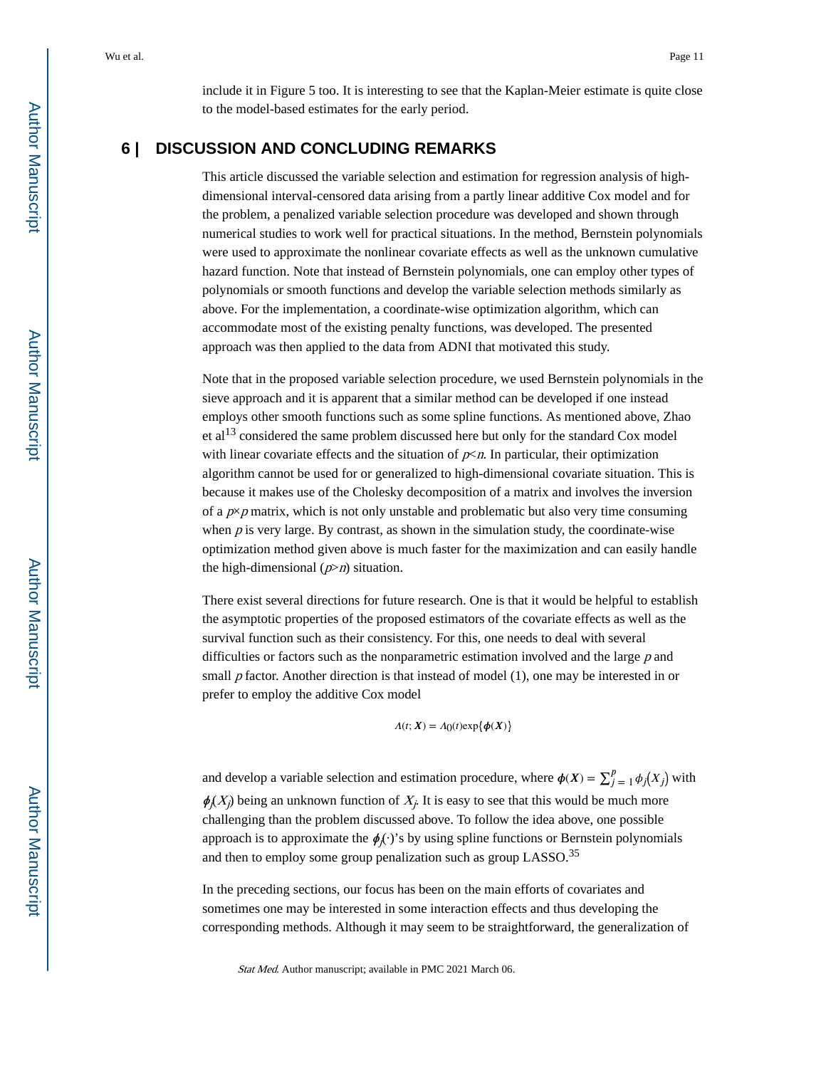include it in Figure 5 too. It is interesting to see that the Kaplan-Meier estimate is quite close to the model-based estimates for the early period.

## 6 | DISCUSSION AND CONCLUDING REMARKS

This article discussed the variable selection and estimation for regression analysis of high-dimensional interval-censored data arising from a partly linear additive Cox model and for the problem, a penalized variable selection procedure was developed and shown through numerical studies to work well for practical situations. In the method, Bernstein polynomials were used to approximate the nonlinear covariate effects as well as the unknown cumulative hazard function. Note that instead of Bernstein polynomials, one can employ other types of polynomials or smooth functions and develop the variable selection methods similarly as above. For the implementation, a coordinate-wise optimization algorithm, which can accommodate most of the existing penalty functions, was developed. The presented approach was then applied to the data from ADNI that motivated this study.

Note that in the proposed variable selection procedure, we used Bernstein polynomials in the sieve approach and it is apparent that a similar method can be developed if one instead employs other smooth functions such as some spline functions. As mentioned above, Zhao et al[13] considered the same problem discussed here but only for the standard Cox model with linear covariate effects and the situation of $p<n$. In particular, their optimization algorithm cannot be used for or generalized to high-dimensional covariate situation. This is because it makes use of the Cholesky decomposition of a matrix and involves the inversion of a $p \times p$ matrix, which is not only unstable and problematic but also very time consuming when $p$ is very large. By contrast, as shown in the simulation study, the coordinate-wise optimization method given above is much faster for the maximization and can easily handle the high-dimensional ($p>n$) situation.

There exist several directions for future research. One is that it would be helpful to establish the asymptotic properties of the proposed estimators of the covariate effects as well as the survival function such as their consistency. For this, one needs to deal with several difficulties or factors such as the nonparametric estimation involved and the large $p$ and small $p$ factor. Another direction is that instead of model (1), one may be interested in or prefer to employ the additive Cox model

$$\Lambda(t; \boldsymbol{X}) = \Lambda_0(t)\exp\{\boldsymbol{\phi}(\boldsymbol{X})\}$$

and develop a variable selection and estimation procedure, where $\boldsymbol{\phi}(\boldsymbol{X}) = \sum_{j=1}^{p} \phi_j(X_j)$ with $\phi_j(X_j)$ being an unknown function of $X_j$. It is easy to see that this would be much more challenging than the problem discussed above. To follow the idea above, one possible approach is to approximate the $\phi_j(\cdot)$'s by using spline functions or Bernstein polynomials and then to employ some group penalization such as group LASSO.[35]

In the preceding sections, our focus has been on the main efforts of covariates and sometimes one may be interested in some interaction effects and thus developing the corresponding methods. Although it may seem to be straightforward, the generalization of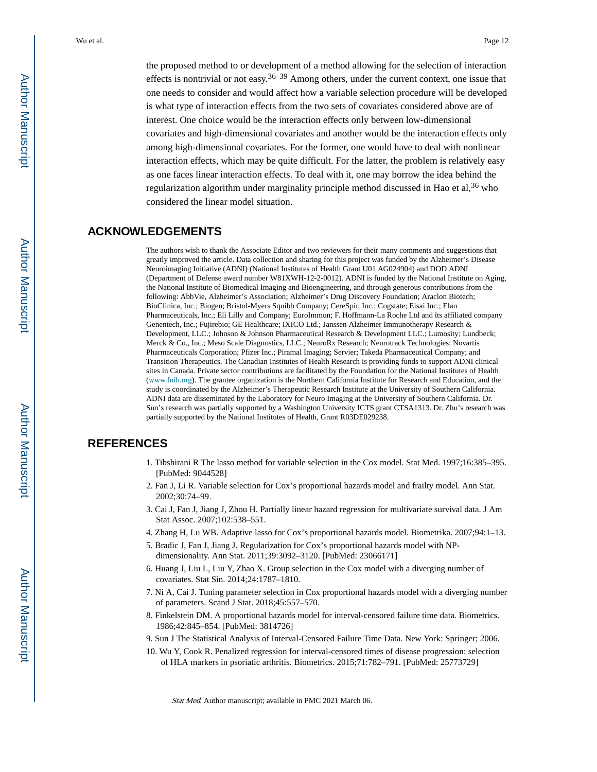the proposed method to or development of a method allowing for the selection of interaction effects is nontrivial or not easy.[36–39] Among others, under the current context, one issue that one needs to consider and would affect how a variable selection procedure will be developed is what type of interaction effects from the two sets of covariates considered above are of interest. One choice would be the interaction effects only between low-dimensional covariates and high-dimensional covariates and another would be the interaction effects only among high-dimensional covariates. For the former, one would have to deal with nonlinear interaction effects, which may be quite difficult. For the latter, the problem is relatively easy as one faces linear interaction effects. To deal with it, one may borrow the idea behind the regularization algorithm under marginality principle method discussed in Hao et al,[36] who considered the linear model situation.

## ACKNOWLEDGEMENTS

The authors wish to thank the Associate Editor and two reviewers for their many comments and suggestions that greatly improved the article. Data collection and sharing for this project was funded by the Alzheimer's Disease Neuroimaging Initiative (ADNI) (National Institutes of Health Grant U01 AG024904) and DOD ADNI (Department of Defense award number W81XWH-12-2-0012). ADNI is funded by the National Institute on Aging, the National Institute of Biomedical Imaging and Bioengineering, and through generous contributions from the following: AbbVie, Alzheimer's Association; Alzheimer's Drug Discovery Foundation; Araclon Biotech; BioClinica, Inc.; Biogen; Bristol-Myers Squibb Company; CereSpir, Inc.; Cogstate; Eisai Inc.; Elan Pharmaceuticals, Inc.; Eli Lilly and Company; EuroImmun; F. Hoffmann-La Roche Ltd and its affiliated company Genentech, Inc.; Fujirebio; GE Healthcare; IXICO Ltd.; Janssen Alzheimer Immunotherapy Research & Development, LLC.; Johnson & Johnson Pharmaceutical Research & Development LLC.; Lumosity; Lundbeck; Merck & Co., Inc.; Meso Scale Diagnostics, LLC.; NeuroRx Research; Neurotrack Technologies; Novartis Pharmaceuticals Corporation; Pfizer Inc.; Piramal Imaging; Servier; Takeda Pharmaceutical Company; and Transition Therapeutics. The Canadian Institutes of Health Research is providing funds to support ADNI clinical sites in Canada. Private sector contributions are facilitated by the Foundation for the National Institutes of Health (www.fnih.org). The grantee organization is the Northern California Institute for Research and Education, and the study is coordinated by the Alzheimer's Therapeutic Research Institute at the University of Southern California. ADNI data are disseminated by the Laboratory for Neuro Imaging at the University of Southern California. Dr. Sun's research was partially supported by a Washington University ICTS grant CTSA1313. Dr. Zhu's research was partially supported by the National Institutes of Health, Grant R03DE029238.

## REFERENCES

1. Tibshirani R The lasso method for variable selection in the Cox model. Stat Med. 1997;16:385–395. [PubMed: 9044528]
2. Fan J, Li R. Variable selection for Cox's proportional hazards model and frailty model. Ann Stat. 2002;30:74–99.
3. Cai J, Fan J, Jiang J, Zhou H. Partially linear hazard regression for multivariate survival data. J Am Stat Assoc. 2007;102:538–551.
4. Zhang H, Lu WB. Adaptive lasso for Cox's proportional hazards model. Biometrika. 2007;94:1–13.
5. Bradic J, Fan J, Jiang J. Regularization for Cox's proportional hazards model with NP-dimensionality. Ann Stat. 2011;39:3092–3120. [PubMed: 23066171]
6. Huang J, Liu L, Liu Y, Zhao X. Group selection in the Cox model with a diverging number of covariates. Stat Sin. 2014;24:1787–1810.
7. Ni A, Cai J. Tuning parameter selection in Cox proportional hazards model with a diverging number of parameters. Scand J Stat. 2018;45:557–570.
8. Finkelstein DM. A proportional hazards model for interval-censored failure time data. Biometrics. 1986;42:845–854. [PubMed: 3814726]
9. Sun J The Statistical Analysis of Interval-Censored Failure Time Data. New York: Springer; 2006.
10. Wu Y, Cook R. Penalized regression for interval-censored times of disease progression: selection of HLA markers in psoriatic arthritis. Biometrics. 2015;71:782–791. [PubMed: 25773729]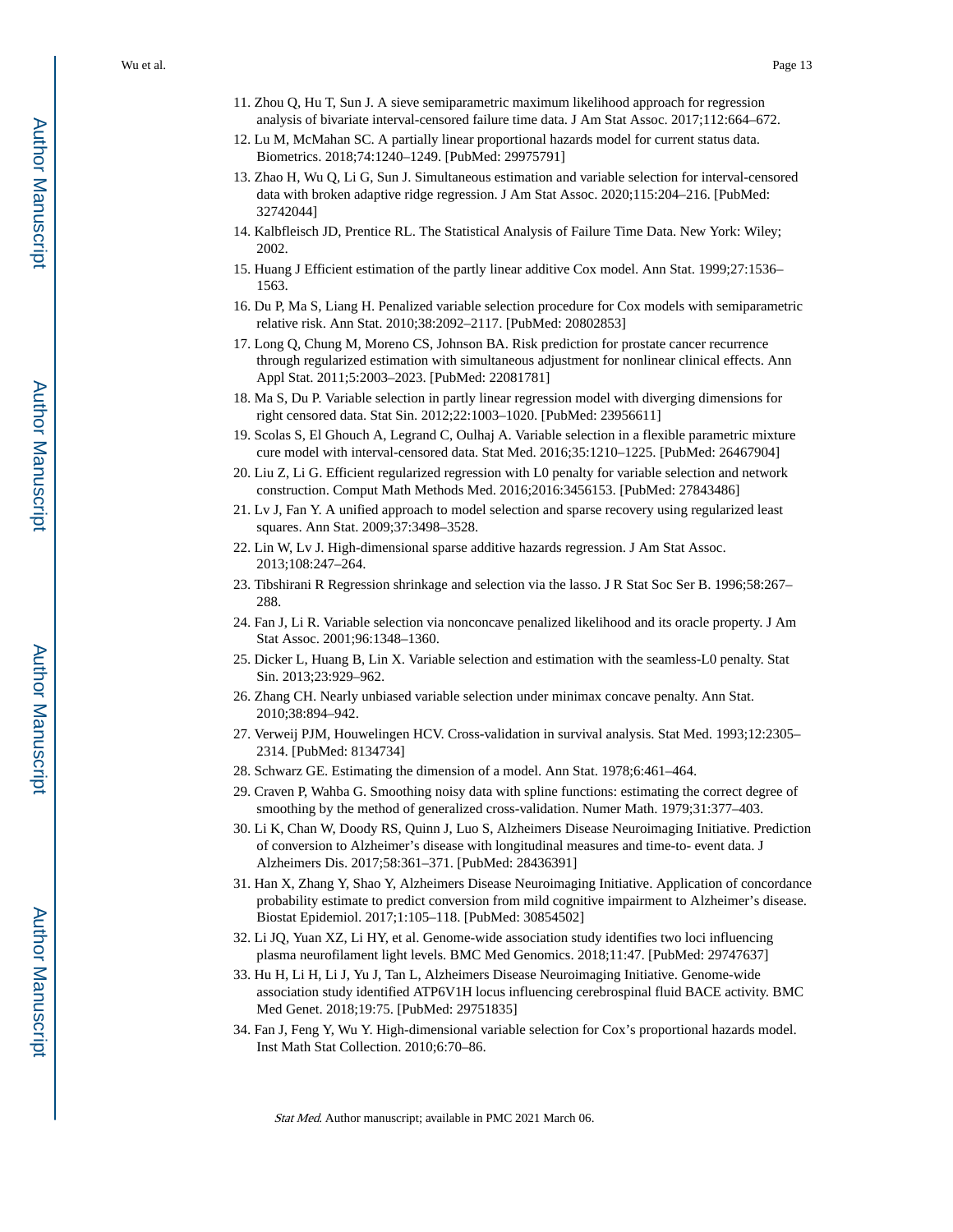11. Zhou Q, Hu T, Sun J. A sieve semiparametric maximum likelihood approach for regression analysis of bivariate interval-censored failure time data. J Am Stat Assoc. 2017;112:664–672.
12. Lu M, McMahan SC. A partially linear proportional hazards model for current status data. Biometrics. 2018;74:1240–1249. [PubMed: 29975791]
13. Zhao H, Wu Q, Li G, Sun J. Simultaneous estimation and variable selection for interval-censored data with broken adaptive ridge regression. J Am Stat Assoc. 2020;115:204–216. [PubMed: 32742044]
14. Kalbfleisch JD, Prentice RL. The Statistical Analysis of Failure Time Data. New York: Wiley; 2002.
15. Huang J Efficient estimation of the partly linear additive Cox model. Ann Stat. 1999;27:1536–1563.
16. Du P, Ma S, Liang H. Penalized variable selection procedure for Cox models with semiparametric relative risk. Ann Stat. 2010;38:2092–2117. [PubMed: 20802853]
17. Long Q, Chung M, Moreno CS, Johnson BA. Risk prediction for prostate cancer recurrence through regularized estimation with simultaneous adjustment for nonlinear clinical effects. Ann Appl Stat. 2011;5:2003–2023. [PubMed: 22081781]
18. Ma S, Du P. Variable selection in partly linear regression model with diverging dimensions for right censored data. Stat Sin. 2012;22:1003–1020. [PubMed: 23956611]
19. Scolas S, El Ghouch A, Legrand C, Oulhaj A. Variable selection in a flexible parametric mixture cure model with interval-censored data. Stat Med. 2016;35:1210–1225. [PubMed: 26467904]
20. Liu Z, Li G. Efficient regularized regression with L0 penalty for variable selection and network construction. Comput Math Methods Med. 2016;2016:3456153. [PubMed: 27843486]
21. Lv J, Fan Y. A unified approach to model selection and sparse recovery using regularized least squares. Ann Stat. 2009;37:3498–3528.
22. Lin W, Lv J. High-dimensional sparse additive hazards regression. J Am Stat Assoc. 2013;108:247–264.
23. Tibshirani R Regression shrinkage and selection via the lasso. J R Stat Soc Ser B. 1996;58:267–288.
24. Fan J, Li R. Variable selection via nonconcave penalized likelihood and its oracle property. J Am Stat Assoc. 2001;96:1348–1360.
25. Dicker L, Huang B, Lin X. Variable selection and estimation with the seamless-L0 penalty. Stat Sin. 2013;23:929–962.
26. Zhang CH. Nearly unbiased variable selection under minimax concave penalty. Ann Stat. 2010;38:894–942.
27. Verweij PJM, Houwelingen HCV. Cross-validation in survival analysis. Stat Med. 1993;12:2305–2314. [PubMed: 8134734]
28. Schwarz GE. Estimating the dimension of a model. Ann Stat. 1978;6:461–464.
29. Craven P, Wahba G. Smoothing noisy data with spline functions: estimating the correct degree of smoothing by the method of generalized cross-validation. Numer Math. 1979;31:377–403.
30. Li K, Chan W, Doody RS, Quinn J, Luo S, Alzheimers Disease Neuroimaging Initiative. Prediction of conversion to Alzheimer's disease with longitudinal measures and time-to- event data. J Alzheimers Dis. 2017;58:361–371. [PubMed: 28436391]
31. Han X, Zhang Y, Shao Y, Alzheimers Disease Neuroimaging Initiative. Application of concordance probability estimate to predict conversion from mild cognitive impairment to Alzheimer's disease. Biostat Epidemiol. 2017;1:105–118. [PubMed: 30854502]
32. Li JQ, Yuan XZ, Li HY, et al. Genome-wide association study identifies two loci influencing plasma neurofilament light levels. BMC Med Genomics. 2018;11:47. [PubMed: 29747637]
33. Hu H, Li H, Li J, Yu J, Tan L, Alzheimers Disease Neuroimaging Initiative. Genome-wide association study identified ATP6V1H locus influencing cerebrospinal fluid BACE activity. BMC Med Genet. 2018;19:75. [PubMed: 29751835]
34. Fan J, Feng Y, Wu Y. High-dimensional variable selection for Cox's proportional hazards model. Inst Math Stat Collection. 2010;6:70–86.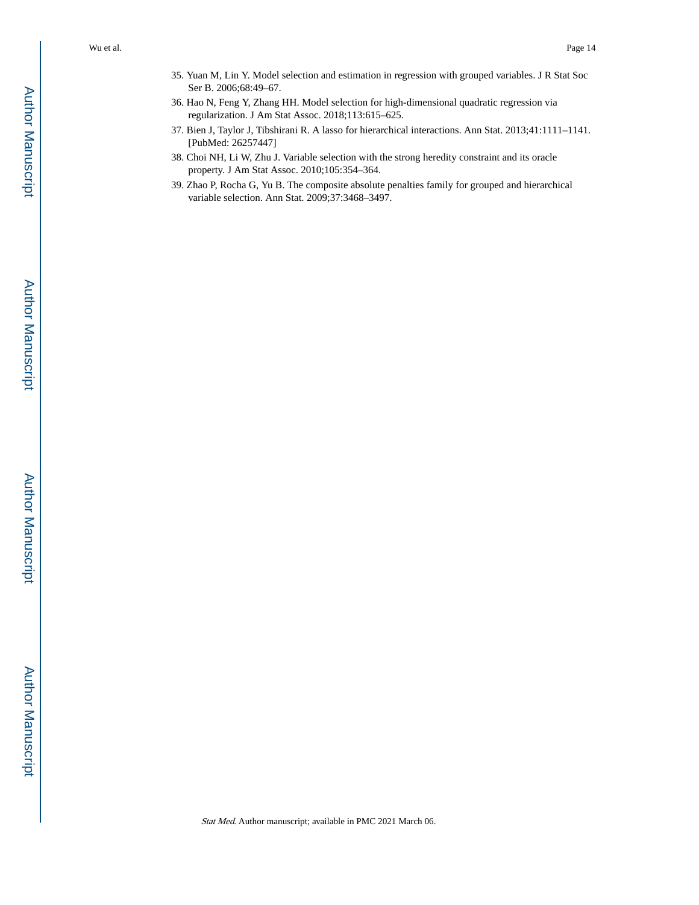35. Yuan M, Lin Y. Model selection and estimation in regression with grouped variables. J R Stat Soc Ser B. 2006;68:49–67.
36. Hao N, Feng Y, Zhang HH. Model selection for high-dimensional quadratic regression via regularization. J Am Stat Assoc. 2018;113:615–625.
37. Bien J, Taylor J, Tibshirani R. A lasso for hierarchical interactions. Ann Stat. 2013;41:1111–1141. [PubMed: 26257447]
38. Choi NH, Li W, Zhu J. Variable selection with the strong heredity constraint and its oracle property. J Am Stat Assoc. 2010;105:354–364.
39. Zhao P, Rocha G, Yu B. The composite absolute penalties family for grouped and hierarchical variable selection. Ann Stat. 2009;37:3468–3497.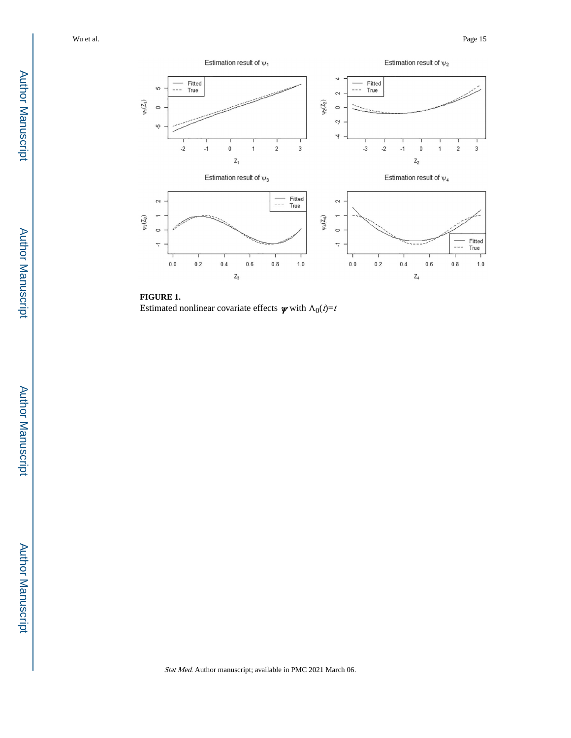**FIGURE 1.**

Estimated nonlinear covariate effects $\psi$ with $\Lambda_0(t)=t$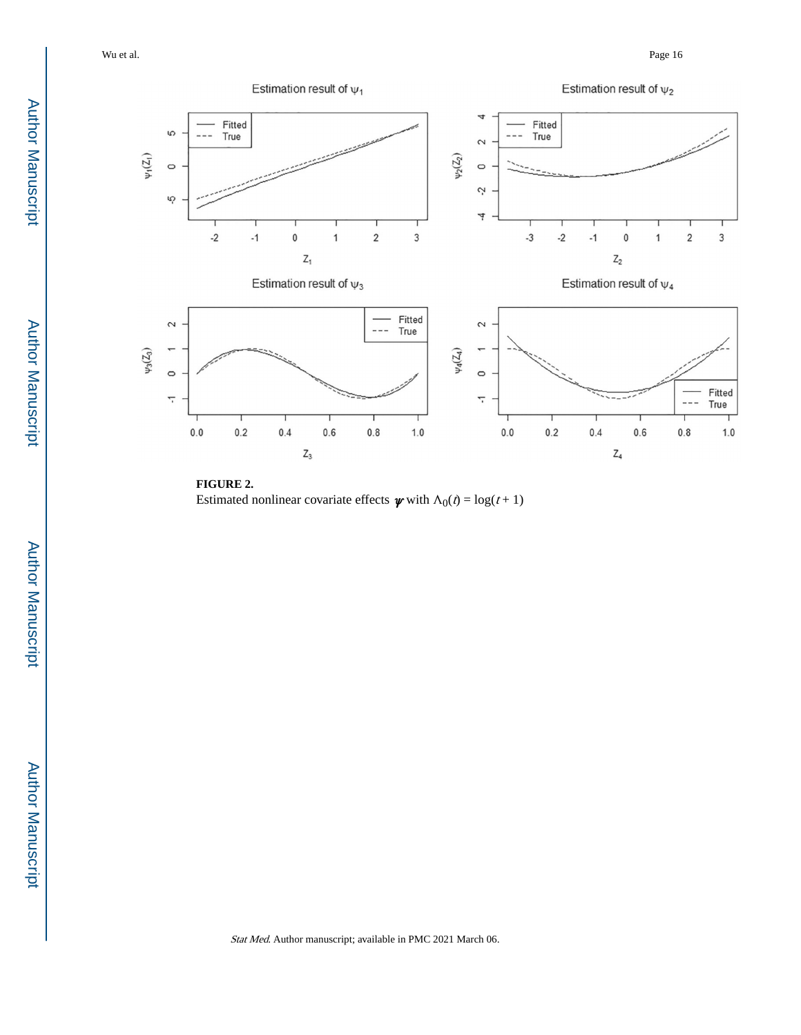**FIGURE 2.**

Estimated nonlinear covariate effects $\boldsymbol{\psi}$ with $\Lambda_0(t) = \log(t + 1)$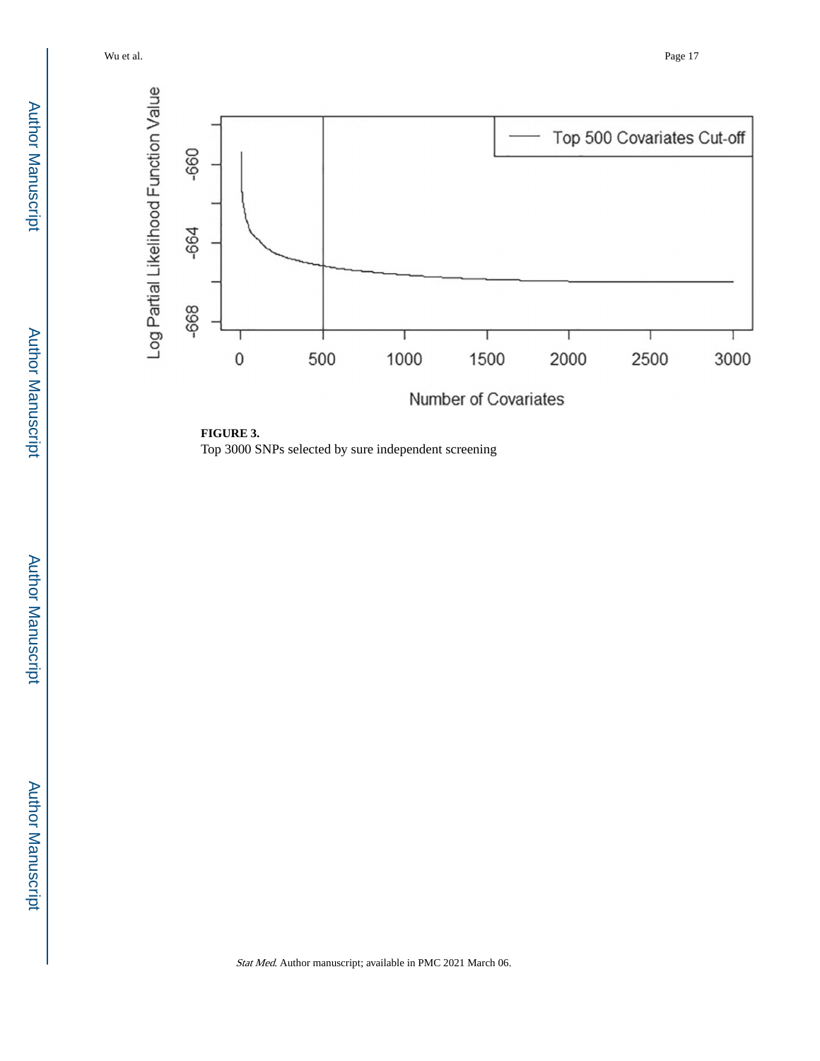**FIGURE 3.**

Top 3000 SNPs selected by sure independent screening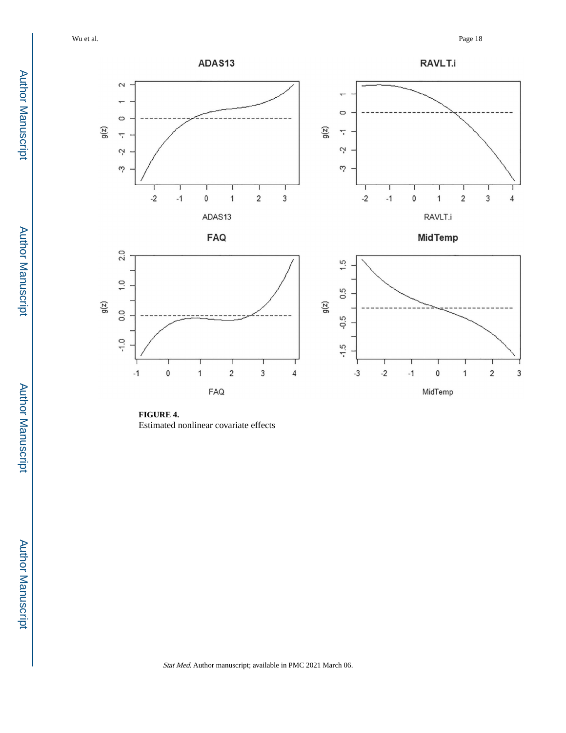**FIGURE 4.**

Estimated nonlinear covariate effects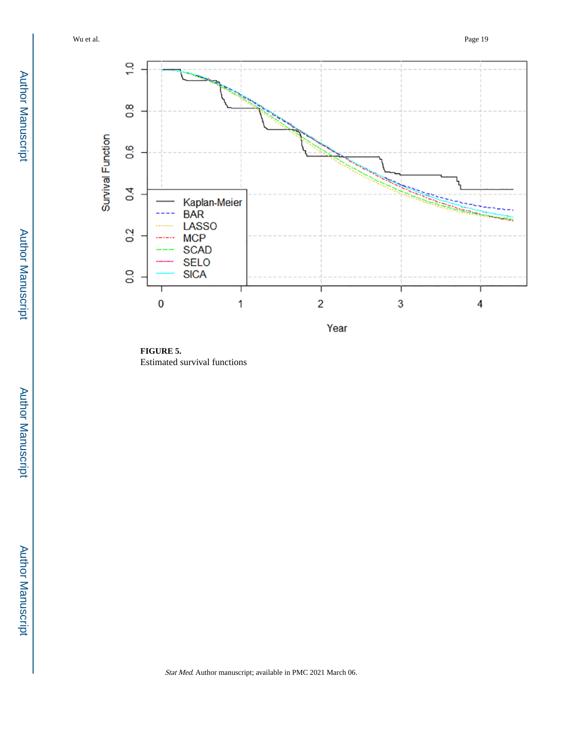**FIGURE 5.**

Estimated survival functions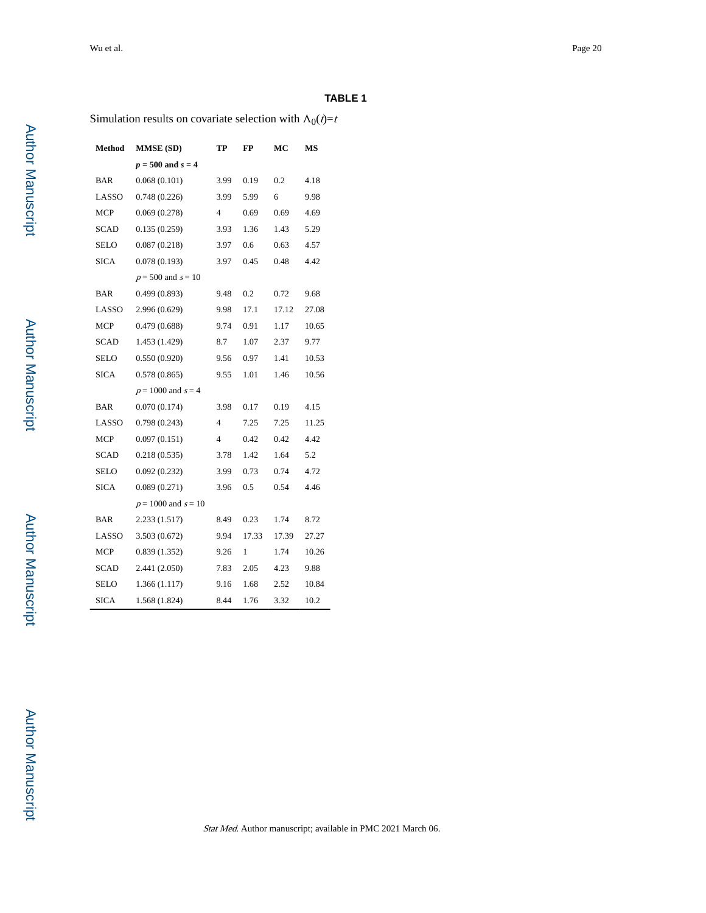**TABLE 1**

Simulation results on covariate selection with $\Lambda_0(t)=t$

| Method | MMSE (SD) | TP | FP | MC | MS |
|---|---|---|---|---|---|
| | ***p* = 500 and *s* = 4** | | | | |
| BAR | 0.068 (0.101) | 3.99 | 0.19 | 0.2 | 4.18 |
| LASSO | 0.748 (0.226) | 3.99 | 5.99 | 6 | 9.98 |
| MCP | 0.069 (0.278) | 4 | 0.69 | 0.69 | 4.69 |
| SCAD | 0.135 (0.259) | 3.93 | 1.36 | 1.43 | 5.29 |
| SELO | 0.087 (0.218) | 3.97 | 0.6 | 0.63 | 4.57 |
| SICA | 0.078 (0.193) | 3.97 | 0.45 | 0.48 | 4.42 |
| | $p = 500$ and $s = 10$ | | | | |
| BAR | 0.499 (0.893) | 9.48 | 0.2 | 0.72 | 9.68 |
| LASSO | 2.996 (0.629) | 9.98 | 17.1 | 17.12 | 27.08 |
| MCP | 0.479 (0.688) | 9.74 | 0.91 | 1.17 | 10.65 |
| SCAD | 1.453 (1.429) | 8.7 | 1.07 | 2.37 | 9.77 |
| SELO | 0.550 (0.920) | 9.56 | 0.97 | 1.41 | 10.53 |
| SICA | 0.578 (0.865) | 9.55 | 1.01 | 1.46 | 10.56 |
| | $p = 1000$ and $s = 4$ | | | | |
| BAR | 0.070 (0.174) | 3.98 | 0.17 | 0.19 | 4.15 |
| LASSO | 0.798 (0.243) | 4 | 7.25 | 7.25 | 11.25 |
| MCP | 0.097 (0.151) | 4 | 0.42 | 0.42 | 4.42 |
| SCAD | 0.218 (0.535) | 3.78 | 1.42 | 1.64 | 5.2 |
| SELO | 0.092 (0.232) | 3.99 | 0.73 | 0.74 | 4.72 |
| SICA | 0.089 (0.271) | 3.96 | 0.5 | 0.54 | 4.46 |
| | $p = 1000$ and $s = 10$ | | | | |
| BAR | 2.233 (1.517) | 8.49 | 0.23 | 1.74 | 8.72 |
| LASSO | 3.503 (0.672) | 9.94 | 17.33 | 17.39 | 27.27 |
| MCP | 0.839 (1.352) | 9.26 | 1 | 1.74 | 10.26 |
| SCAD | 2.441 (2.050) | 7.83 | 2.05 | 4.23 | 9.88 |
| SELO | 1.366 (1.117) | 9.16 | 1.68 | 2.52 | 10.84 |
| SICA | 1.568 (1.824) | 8.44 | 1.76 | 3.32 | 10.2 |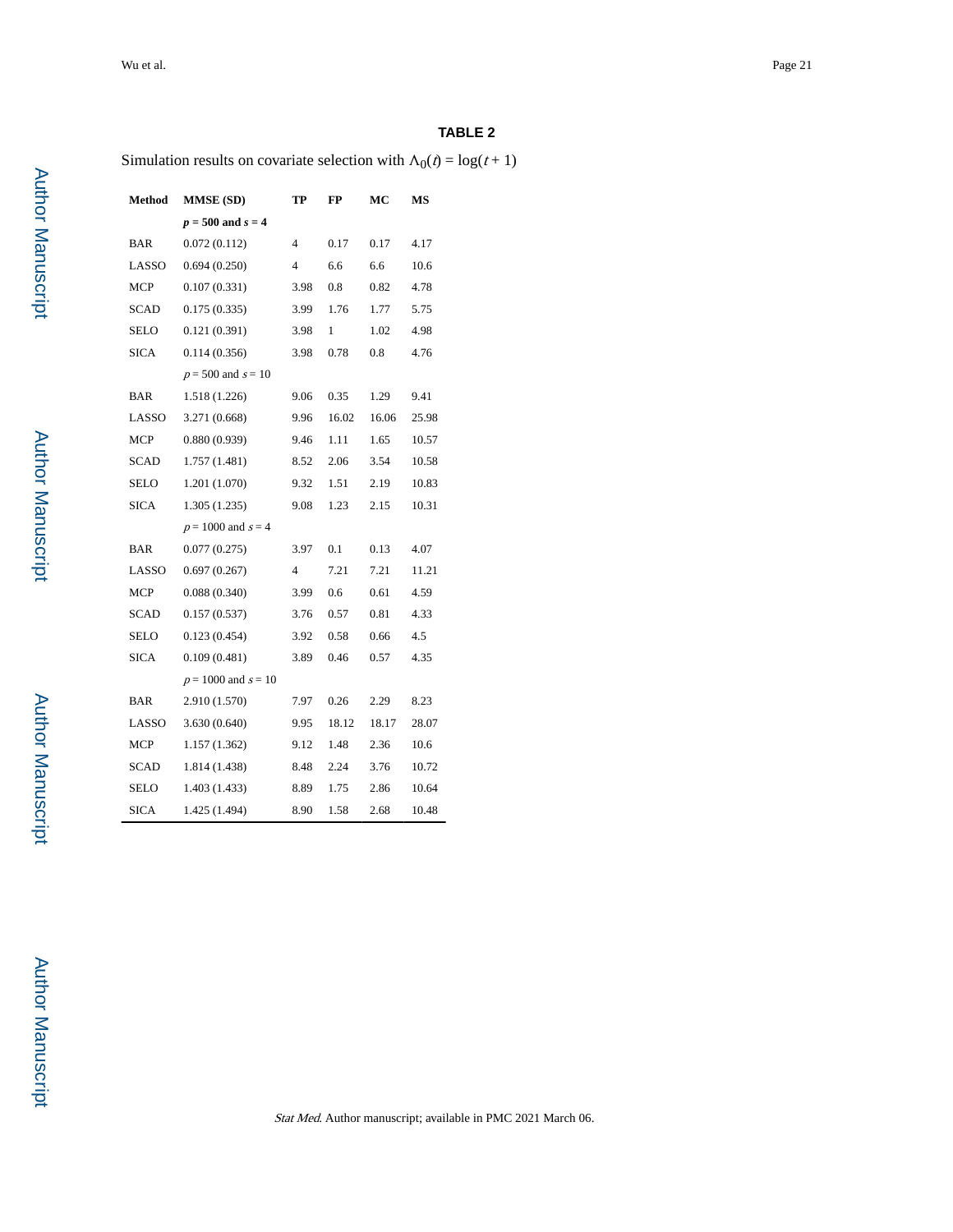## TABLE 2

Simulation results on covariate selection with $\Lambda_0(t) = \log(t + 1)$

| Method | MMSE (SD) | TP | FP | MC | MS |
|---|---|---|---|---|---|
| | ***p* = 500 and *s* = 4** | | | | |
| BAR | 0.072 (0.112) | 4 | 0.17 | 0.17 | 4.17 |
| LASSO | 0.694 (0.250) | 4 | 6.6 | 6.6 | 10.6 |
| MCP | 0.107 (0.331) | 3.98 | 0.8 | 0.82 | 4.78 |
| SCAD | 0.175 (0.335) | 3.99 | 1.76 | 1.77 | 5.75 |
| SELO | 0.121 (0.391) | 3.98 | 1 | 1.02 | 4.98 |
| SICA | 0.114 (0.356) | 3.98 | 0.78 | 0.8 | 4.76 |
| | $p = 500$ and $s = 10$ | | | | |
| BAR | 1.518 (1.226) | 9.06 | 0.35 | 1.29 | 9.41 |
| LASSO | 3.271 (0.668) | 9.96 | 16.02 | 16.06 | 25.98 |
| MCP | 0.880 (0.939) | 9.46 | 1.11 | 1.65 | 10.57 |
| SCAD | 1.757 (1.481) | 8.52 | 2.06 | 3.54 | 10.58 |
| SELO | 1.201 (1.070) | 9.32 | 1.51 | 2.19 | 10.83 |
| SICA | 1.305 (1.235) | 9.08 | 1.23 | 2.15 | 10.31 |
| | $p = 1000$ and $s = 4$ | | | | |
| BAR | 0.077 (0.275) | 3.97 | 0.1 | 0.13 | 4.07 |
| LASSO | 0.697 (0.267) | 4 | 7.21 | 7.21 | 11.21 |
| MCP | 0.088 (0.340) | 3.99 | 0.6 | 0.61 | 4.59 |
| SCAD | 0.157 (0.537) | 3.76 | 0.57 | 0.81 | 4.33 |
| SELO | 0.123 (0.454) | 3.92 | 0.58 | 0.66 | 4.5 |
| SICA | 0.109 (0.481) | 3.89 | 0.46 | 0.57 | 4.35 |
| | $p = 1000$ and $s = 10$ | | | | |
| BAR | 2.910 (1.570) | 7.97 | 0.26 | 2.29 | 8.23 |
| LASSO | 3.630 (0.640) | 9.95 | 18.12 | 18.17 | 28.07 |
| MCP | 1.157 (1.362) | 9.12 | 1.48 | 2.36 | 10.6 |
| SCAD | 1.814 (1.438) | 8.48 | 2.24 | 3.76 | 10.72 |
| SELO | 1.403 (1.433) | 8.89 | 1.75 | 2.86 | 10.64 |
| SICA | 1.425 (1.494) | 8.90 | 1.58 | 2.68 | 10.48 |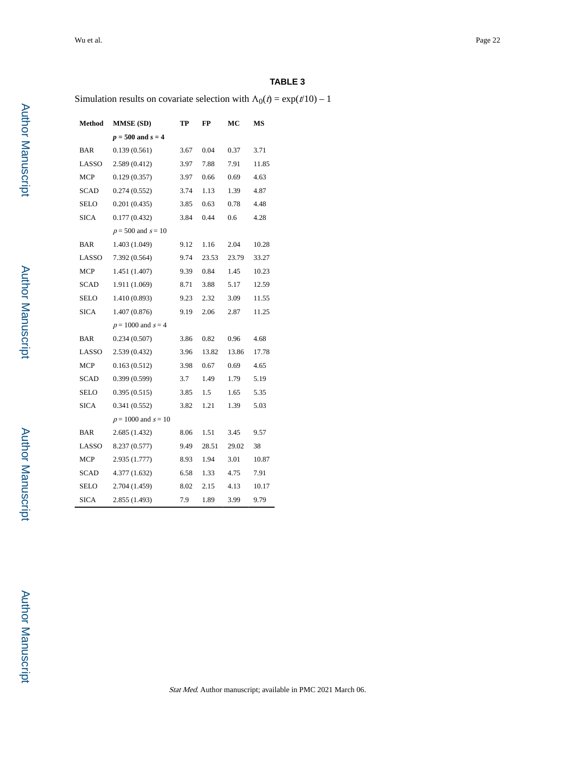## TABLE 3

Simulation results on covariate selection with $\Lambda_0(t) = \exp(t/10) - 1$

| Method | MMSE (SD) | TP | FP | MC | MS |
|---|---|---|---|---|---|
| | ***p* = 500 and *s* = 4** | | | | |
| BAR | 0.139 (0.561) | 3.67 | 0.04 | 0.37 | 3.71 |
| LASSO | 2.589 (0.412) | 3.97 | 7.88 | 7.91 | 11.85 |
| MCP | 0.129 (0.357) | 3.97 | 0.66 | 0.69 | 4.63 |
| SCAD | 0.274 (0.552) | 3.74 | 1.13 | 1.39 | 4.87 |
| SELO | 0.201 (0.435) | 3.85 | 0.63 | 0.78 | 4.48 |
| SICA | 0.177 (0.432) | 3.84 | 0.44 | 0.6 | 4.28 |
| | $p = 500$ and $s = 10$ | | | | |
| BAR | 1.403 (1.049) | 9.12 | 1.16 | 2.04 | 10.28 |
| LASSO | 7.392 (0.564) | 9.74 | 23.53 | 23.79 | 33.27 |
| MCP | 1.451 (1.407) | 9.39 | 0.84 | 1.45 | 10.23 |
| SCAD | 1.911 (1.069) | 8.71 | 3.88 | 5.17 | 12.59 |
| SELO | 1.410 (0.893) | 9.23 | 2.32 | 3.09 | 11.55 |
| SICA | 1.407 (0.876) | 9.19 | 2.06 | 2.87 | 11.25 |
| | $p = 1000$ and $s = 4$ | | | | |
| BAR | 0.234 (0.507) | 3.86 | 0.82 | 0.96 | 4.68 |
| LASSO | 2.539 (0.432) | 3.96 | 13.82 | 13.86 | 17.78 |
| MCP | 0.163 (0.512) | 3.98 | 0.67 | 0.69 | 4.65 |
| SCAD | 0.399 (0.599) | 3.7 | 1.49 | 1.79 | 5.19 |
| SELO | 0.395 (0.515) | 3.85 | 1.5 | 1.65 | 5.35 |
| SICA | 0.341 (0.552) | 3.82 | 1.21 | 1.39 | 5.03 |
| | $p = 1000$ and $s = 10$ | | | | |
| BAR | 2.685 (1.432) | 8.06 | 1.51 | 3.45 | 9.57 |
| LASSO | 8.237 (0.577) | 9.49 | 28.51 | 29.02 | 38 |
| MCP | 2.935 (1.777) | 8.93 | 1.94 | 3.01 | 10.87 |
| SCAD | 4.377 (1.632) | 6.58 | 1.33 | 4.75 | 7.91 |
| SELO | 2.704 (1.459) | 8.02 | 2.15 | 4.13 | 10.17 |
| SICA | 2.855 (1.493) | 7.9 | 1.89 | 3.99 | 9.79 |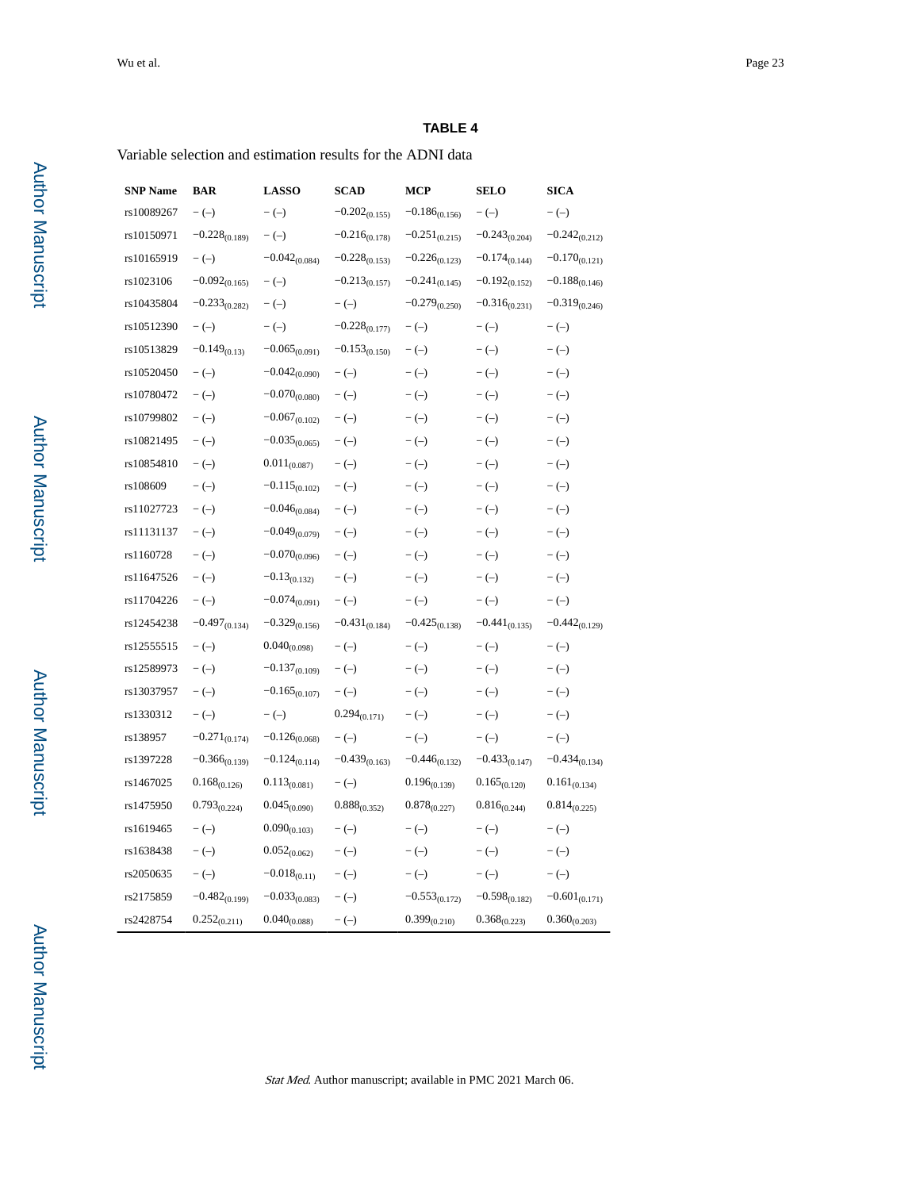**TABLE 4**

Variable selection and estimation results for the ADNI data

| SNP Name | BAR | LASSO | SCAD | MCP | SELO | SICA |
|---|---|---|---|---|---|---|
| rs10089267 | − (−) | − (−) | $-0.202_{(0.155)}$ | $-0.186_{(0.156)}$ | − (−) | − (−) |
| rs10150971 | $-0.228_{(0.189)}$ | − (−) | $-0.216_{(0.178)}$ | $-0.251_{(0.215)}$ | $-0.243_{(0.204)}$ | $-0.242_{(0.212)}$ |
| rs10165919 | − (−) | $-0.042_{(0.084)}$ | $-0.228_{(0.153)}$ | $-0.226_{(0.123)}$ | $-0.174_{(0.144)}$ | $-0.170_{(0.121)}$ |
| rs1023106 | $-0.092_{(0.165)}$ | − (−) | $-0.213_{(0.157)}$ | $-0.241_{(0.145)}$ | $-0.192_{(0.152)}$ | $-0.188_{(0.146)}$ |
| rs10435804 | $-0.233_{(0.282)}$ | − (−) | − (−) | $-0.279_{(0.250)}$ | $-0.316_{(0.231)}$ | $-0.319_{(0.246)}$ |
| rs10512390 | − (−) | − (−) | $-0.228_{(0.177)}$ | − (−) | − (−) | − (−) |
| rs10513829 | $-0.149_{(0.13)}$ | $-0.065_{(0.091)}$ | $-0.153_{(0.150)}$ | − (−) | − (−) | − (−) |
| rs10520450 | − (−) | $-0.042_{(0.090)}$ | − (−) | − (−) | − (−) | − (−) |
| rs10780472 | − (−) | $-0.070_{(0.080)}$ | − (−) | − (−) | − (−) | − (−) |
| rs10799802 | − (−) | $-0.067_{(0.102)}$ | − (−) | − (−) | − (−) | − (−) |
| rs10821495 | − (−) | $-0.035_{(0.065)}$ | − (−) | − (−) | − (−) | − (−) |
| rs10854810 | − (−) | $0.011_{(0.087)}$ | − (−) | − (−) | − (−) | − (−) |
| rs108609 | − (−) | $-0.115_{(0.102)}$ | − (−) | − (−) | − (−) | − (−) |
| rs11027723 | − (−) | $-0.046_{(0.084)}$ | − (−) | − (−) | − (−) | − (−) |
| rs11131137 | − (−) | $-0.049_{(0.079)}$ | − (−) | − (−) | − (−) | − (−) |
| rs1160728 | − (−) | $-0.070_{(0.096)}$ | − (−) | − (−) | − (−) | − (−) |
| rs11647526 | − (−) | $-0.13_{(0.132)}$ | − (−) | − (−) | − (−) | − (−) |
| rs11704226 | − (−) | $-0.074_{(0.091)}$ | − (−) | − (−) | − (−) | − (−) |
| rs12454238 | $-0.497_{(0.134)}$ | $-0.329_{(0.156)}$ | $-0.431_{(0.184)}$ | $-0.425_{(0.138)}$ | $-0.441_{(0.135)}$ | $-0.442_{(0.129)}$ |
| rs12555515 | − (−) | $0.040_{(0.098)}$ | − (−) | − (−) | − (−) | − (−) |
| rs12589973 | − (−) | $-0.137_{(0.109)}$ | − (−) | − (−) | − (−) | − (−) |
| rs13037957 | − (−) | $-0.165_{(0.107)}$ | − (−) | − (−) | − (−) | − (−) |
| rs1330312 | − (−) | − (−) | $0.294_{(0.171)}$ | − (−) | − (−) | − (−) |
| rs138957 | $-0.271_{(0.174)}$ | $-0.126_{(0.068)}$ | − (−) | − (−) | − (−) | − (−) |
| rs1397228 | $-0.366_{(0.139)}$ | $-0.124_{(0.114)}$ | $-0.439_{(0.163)}$ | $-0.446_{(0.132)}$ | $-0.433_{(0.147)}$ | $-0.434_{(0.134)}$ |
| rs1467025 | $0.168_{(0.126)}$ | $0.113_{(0.081)}$ | − (−) | $0.196_{(0.139)}$ | $0.165_{(0.120)}$ | $0.161_{(0.134)}$ |
| rs1475950 | $0.793_{(0.224)}$ | $0.045_{(0.090)}$ | $0.888_{(0.352)}$ | $0.878_{(0.227)}$ | $0.816_{(0.244)}$ | $0.814_{(0.225)}$ |
| rs1619465 | − (−) | $0.090_{(0.103)}$ | − (−) | − (−) | − (−) | − (−) |
| rs1638438 | − (−) | $0.052_{(0.062)}$ | − (−) | − (−) | − (−) | − (−) |
| rs2050635 | − (−) | $-0.018_{(0.11)}$ | − (−) | − (−) | − (−) | − (−) |
| rs2175859 | $-0.482_{(0.199)}$ | $-0.033_{(0.083)}$ | − (−) | $-0.553_{(0.172)}$ | $-0.598_{(0.182)}$ | $-0.601_{(0.171)}$ |
| rs2428754 | $0.252_{(0.211)}$ | $0.040_{(0.088)}$ | − (−) | $0.399_{(0.210)}$ | $0.368_{(0.223)}$ | $0.360_{(0.203)}$ |